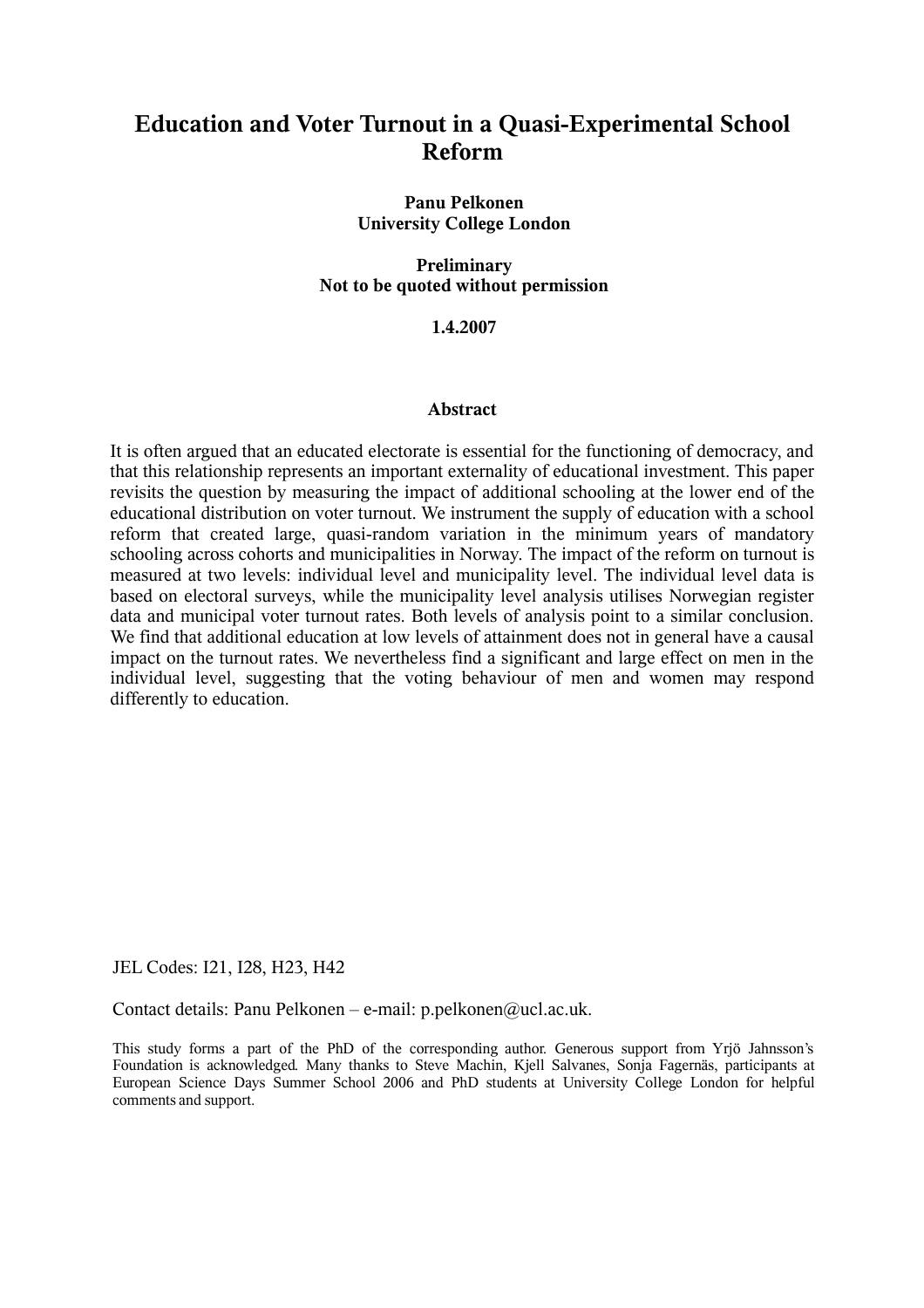# Education and Voter Turnout in a Quasi-Experimental School Reform

**Panu Pelkonen**
**University College London**

**Preliminary**
**Not to be quoted without permission**

**1.4.2007**

### Abstract

It is often argued that an educated electorate is essential for the functioning of democracy, and that this relationship represents an important externality of educational investment. This paper revisits the question by measuring the impact of additional schooling at the lower end of the educational distribution on voter turnout. We instrument the supply of education with a school reform that created large, quasi-random variation in the minimum years of mandatory schooling across cohorts and municipalities in Norway. The impact of the reform on turnout is measured at two levels: individual level and municipality level. The individual level data is based on electoral surveys, while the municipality level analysis utilises Norwegian register data and municipal voter turnout rates. Both levels of analysis point to a similar conclusion. We find that additional education at low levels of attainment does not in general have a causal impact on the turnout rates. We nevertheless find a significant and large effect on men in the individual level, suggesting that the voting behaviour of men and women may respond differently to education.

JEL Codes: I21, I28, H23, H42

Contact details: Panu Pelkonen – e-mail: p.pelkonen@ucl.ac.uk.

This study forms a part of the PhD of the corresponding author. Generous support from Yrjö Jahnsson's Foundation is acknowledged. Many thanks to Steve Machin, Kjell Salvanes, Sonja Fagernäs, participants at European Science Days Summer School 2006 and PhD students at University College London for helpful comments and support.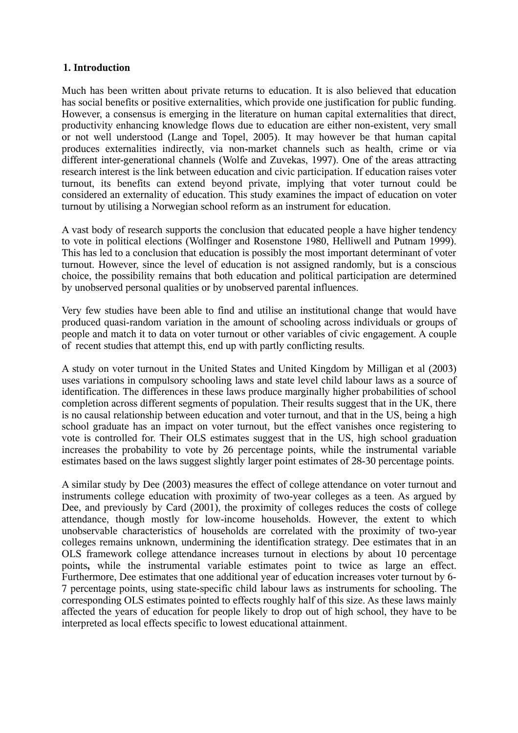## 1. Introduction

Much has been written about private returns to education. It is also believed that education has social benefits or positive externalities, which provide one justification for public funding. However, a consensus is emerging in the literature on human capital externalities that direct, productivity enhancing knowledge flows due to education are either non-existent, very small or not well understood (Lange and Topel, 2005). It may however be that human capital produces externalities indirectly, via non-market channels such as health, crime or via different inter-generational channels (Wolfe and Zuvekas, 1997). One of the areas attracting research interest is the link between education and civic participation. If education raises voter turnout, its benefits can extend beyond private, implying that voter turnout could be considered an externality of education. This study examines the impact of education on voter turnout by utilising a Norwegian school reform as an instrument for education.

A vast body of research supports the conclusion that educated people a have higher tendency to vote in political elections (Wolfinger and Rosenstone 1980, Helliwell and Putnam 1999). This has led to a conclusion that education is possibly the most important determinant of voter turnout. However, since the level of education is not assigned randomly, but is a conscious choice, the possibility remains that both education and political participation are determined by unobserved personal qualities or by unobserved parental influences.

Very few studies have been able to find and utilise an institutional change that would have produced quasi-random variation in the amount of schooling across individuals or groups of people and match it to data on voter turnout or other variables of civic engagement. A couple of recent studies that attempt this, end up with partly conflicting results.

A study on voter turnout in the United States and United Kingdom by Milligan et al (2003) uses variations in compulsory schooling laws and state level child labour laws as a source of identification. The differences in these laws produce marginally higher probabilities of school completion across different segments of population. Their results suggest that in the UK, there is no causal relationship between education and voter turnout, and that in the US, being a high school graduate has an impact on voter turnout, but the effect vanishes once registering to vote is controlled for. Their OLS estimates suggest that in the US, high school graduation increases the probability to vote by 26 percentage points, while the instrumental variable estimates based on the laws suggest slightly larger point estimates of 28-30 percentage points.

A similar study by Dee (2003) measures the effect of college attendance on voter turnout and instruments college education with proximity of two-year colleges as a teen. As argued by Dee, and previously by Card (2001), the proximity of colleges reduces the costs of college attendance, though mostly for low-income households. However, the extent to which unobservable characteristics of households are correlated with the proximity of two-year colleges remains unknown, undermining the identification strategy. Dee estimates that in an OLS framework college attendance increases turnout in elections by about 10 percentage points**,** while the instrumental variable estimates point to twice as large an effect. Furthermore, Dee estimates that one additional year of education increases voter turnout by 6-7 percentage points, using state-specific child labour laws as instruments for schooling. The corresponding OLS estimates pointed to effects roughly half of this size. As these laws mainly affected the years of education for people likely to drop out of high school, they have to be interpreted as local effects specific to lowest educational attainment.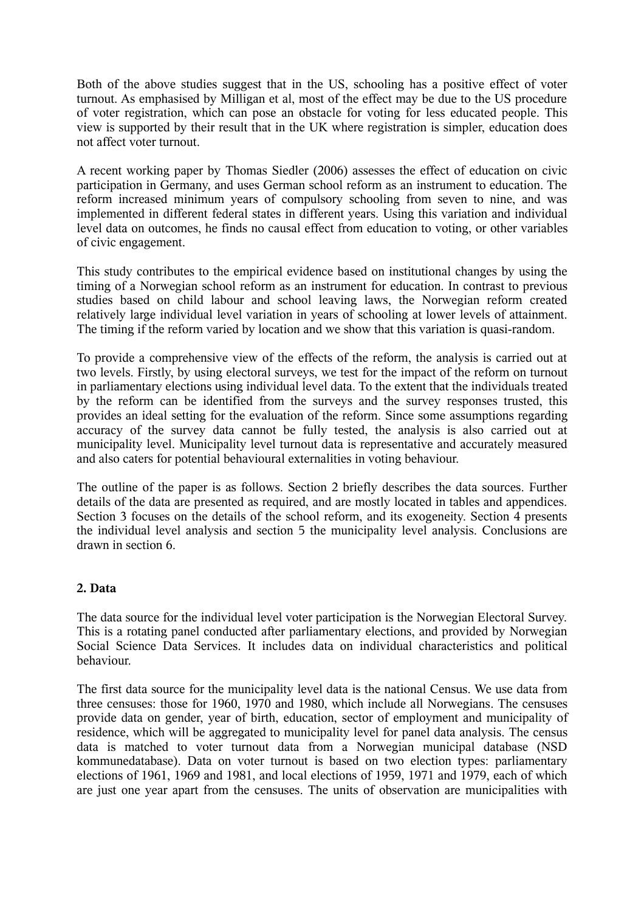Both of the above studies suggest that in the US, schooling has a positive effect of voter turnout. As emphasised by Milligan et al, most of the effect may be due to the US procedure of voter registration, which can pose an obstacle for voting for less educated people. This view is supported by their result that in the UK where registration is simpler, education does not affect voter turnout.

A recent working paper by Thomas Siedler (2006) assesses the effect of education on civic participation in Germany, and uses German school reform as an instrument to education. The reform increased minimum years of compulsory schooling from seven to nine, and was implemented in different federal states in different years. Using this variation and individual level data on outcomes, he finds no causal effect from education to voting, or other variables of civic engagement.

This study contributes to the empirical evidence based on institutional changes by using the timing of a Norwegian school reform as an instrument for education. In contrast to previous studies based on child labour and school leaving laws, the Norwegian reform created relatively large individual level variation in years of schooling at lower levels of attainment. The timing if the reform varied by location and we show that this variation is quasi-random.

To provide a comprehensive view of the effects of the reform, the analysis is carried out at two levels. Firstly, by using electoral surveys, we test for the impact of the reform on turnout in parliamentary elections using individual level data. To the extent that the individuals treated by the reform can be identified from the surveys and the survey responses trusted, this provides an ideal setting for the evaluation of the reform. Since some assumptions regarding accuracy of the survey data cannot be fully tested, the analysis is also carried out at municipality level. Municipality level turnout data is representative and accurately measured and also caters for potential behavioural externalities in voting behaviour.

The outline of the paper is as follows. Section 2 briefly describes the data sources. Further details of the data are presented as required, and are mostly located in tables and appendices. Section 3 focuses on the details of the school reform, and its exogeneity. Section 4 presents the individual level analysis and section 5 the municipality level analysis. Conclusions are drawn in section 6.

## 2. Data

The data source for the individual level voter participation is the Norwegian Electoral Survey. This is a rotating panel conducted after parliamentary elections, and provided by Norwegian Social Science Data Services. It includes data on individual characteristics and political behaviour.

The first data source for the municipality level data is the national Census. We use data from three censuses: those for 1960, 1970 and 1980, which include all Norwegians. The censuses provide data on gender, year of birth, education, sector of employment and municipality of residence, which will be aggregated to municipality level for panel data analysis. The census data is matched to voter turnout data from a Norwegian municipal database (NSD kommunedatabase). Data on voter turnout is based on two election types: parliamentary elections of 1961, 1969 and 1981, and local elections of 1959, 1971 and 1979, each of which are just one year apart from the censuses. The units of observation are municipalities with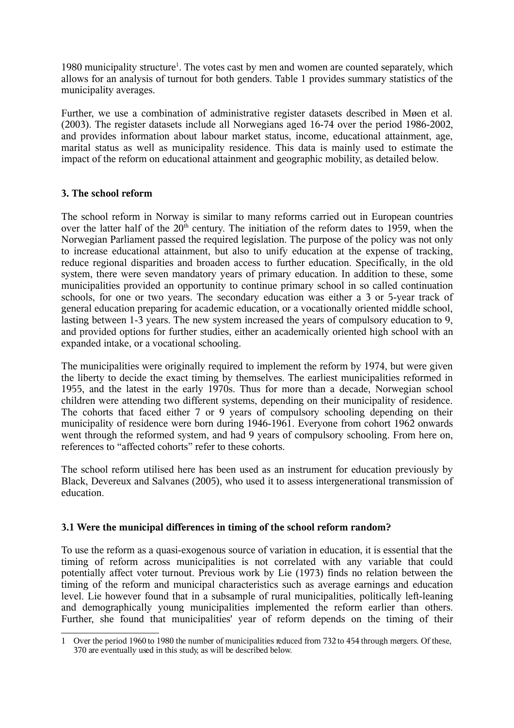1980 municipality structure[1]. The votes cast by men and women are counted separately, which allows for an analysis of turnout for both genders. Table 1 provides summary statistics of the municipality averages.

Further, we use a combination of administrative register datasets described in Møen et al. (2003). The register datasets include all Norwegians aged 16-74 over the period 1986-2002, and provides information about labour market status, income, educational attainment, age, marital status as well as municipality residence. This data is mainly used to estimate the impact of the reform on educational attainment and geographic mobility, as detailed below.

### 3. The school reform

The school reform in Norway is similar to many reforms carried out in European countries over the latter half of the 20th century. The initiation of the reform dates to 1959, when the Norwegian Parliament passed the required legislation. The purpose of the policy was not only to increase educational attainment, but also to unify education at the expense of tracking, reduce regional disparities and broaden access to further education. Specifically, in the old system, there were seven mandatory years of primary education. In addition to these, some municipalities provided an opportunity to continue primary school in so called continuation schools, for one or two years. The secondary education was either a 3 or 5-year track of general education preparing for academic education, or a vocationally oriented middle school, lasting between 1-3 years. The new system increased the years of compulsory education to 9, and provided options for further studies, either an academically oriented high school with an expanded intake, or a vocational schooling.

The municipalities were originally required to implement the reform by 1974, but were given the liberty to decide the exact timing by themselves. The earliest municipalities reformed in 1955, and the latest in the early 1970s. Thus for more than a decade, Norwegian school children were attending two different systems, depending on their municipality of residence. The cohorts that faced either 7 or 9 years of compulsory schooling depending on their municipality of residence were born during 1946-1961. Everyone from cohort 1962 onwards went through the reformed system, and had 9 years of compulsory schooling. From here on, references to "affected cohorts" refer to these cohorts.

The school reform utilised here has been used as an instrument for education previously by Black, Devereux and Salvanes (2005), who used it to assess intergenerational transmission of education.

#### 3.1 Were the municipal differences in timing of the school reform random?

To use the reform as a quasi-exogenous source of variation in education, it is essential that the timing of reform across municipalities is not correlated with any variable that could potentially affect voter turnout. Previous work by Lie (1973) finds no relation between the timing of the reform and municipal characteristics such as average earnings and education level. Lie however found that in a subsample of rural municipalities, politically left-leaning and demographically young municipalities implemented the reform earlier than others. Further, she found that municipalities' year of reform depends on the timing of their

---

[1] Over the period 1960 to 1980 the number of municipalities reduced from 732 to 454 through mergers. Of these, 370 are eventually used in this study, as will be described below.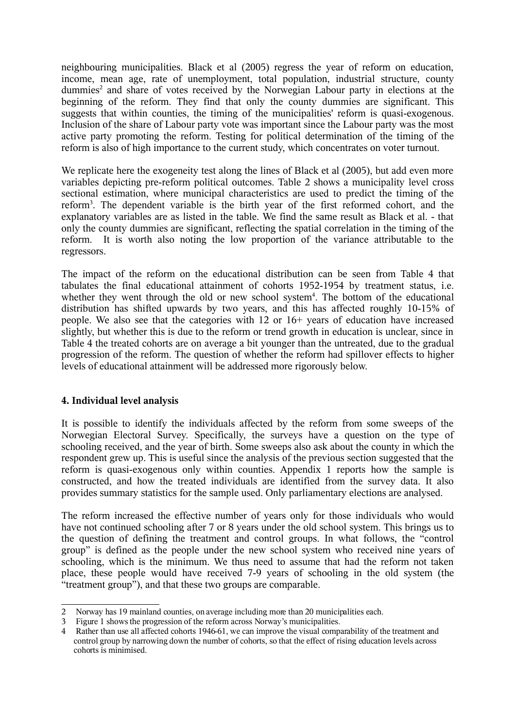neighbouring municipalities. Black et al (2005) regress the year of reform on education, income, mean age, rate of unemployment, total population, industrial structure, county dummies[2] and share of votes received by the Norwegian Labour party in elections at the beginning of the reform. They find that only the county dummies are significant. This suggests that within counties, the timing of the municipalities' reform is quasi-exogenous. Inclusion of the share of Labour party vote was important since the Labour party was the most active party promoting the reform. Testing for political determination of the timing of the reform is also of high importance to the current study, which concentrates on voter turnout.

We replicate here the exogeneity test along the lines of Black et al (2005), but add even more variables depicting pre-reform political outcomes. Table 2 shows a municipality level cross sectional estimation, where municipal characteristics are used to predict the timing of the reform[3]. The dependent variable is the birth year of the first reformed cohort, and the explanatory variables are as listed in the table. We find the same result as Black et al. - that only the county dummies are significant, reflecting the spatial correlation in the timing of the reform. It is worth also noting the low proportion of the variance attributable to the regressors.

The impact of the reform on the educational distribution can be seen from Table 4 that tabulates the final educational attainment of cohorts 1952-1954 by treatment status, i.e. whether they went through the old or new school system[4]. The bottom of the educational distribution has shifted upwards by two years, and this has affected roughly 10-15% of people. We also see that the categories with 12 or 16+ years of education have increased slightly, but whether this is due to the reform or trend growth in education is unclear, since in Table 4 the treated cohorts are on average a bit younger than the untreated, due to the gradual progression of the reform. The question of whether the reform had spillover effects to higher levels of educational attainment will be addressed more rigorously below.

## 4. Individual level analysis

It is possible to identify the individuals affected by the reform from some sweeps of the Norwegian Electoral Survey. Specifically, the surveys have a question on the type of schooling received, and the year of birth. Some sweeps also ask about the county in which the respondent grew up. This is useful since the analysis of the previous section suggested that the reform is quasi-exogenous only within counties. Appendix 1 reports how the sample is constructed, and how the treated individuals are identified from the survey data. It also provides summary statistics for the sample used. Only parliamentary elections are analysed.

The reform increased the effective number of years only for those individuals who would have not continued schooling after 7 or 8 years under the old school system. This brings us to the question of defining the treatment and control groups. In what follows, the "control group" is defined as the people under the new school system who received nine years of schooling, which is the minimum. We thus need to assume that had the reform not taken place, these people would have received 7-9 years of schooling in the old system (the "treatment group"), and that these two groups are comparable.

---

2 Norway has 19 mainland counties, on average including more than 20 municipalities each.

3 Figure 1 shows the progression of the reform across Norway's municipalities.

4 Rather than use all affected cohorts 1946-61, we can improve the visual comparability of the treatment and control group by narrowing down the number of cohorts, so that the effect of rising education levels across cohorts is minimised.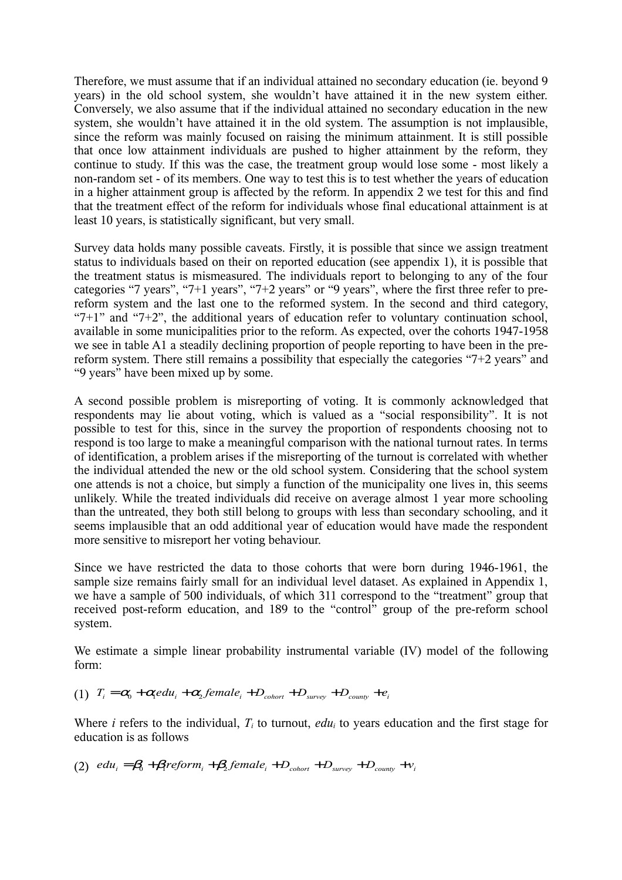Therefore, we must assume that if an individual attained no secondary education (ie. beyond 9 years) in the old school system, she wouldn't have attained it in the new system either. Conversely, we also assume that if the individual attained no secondary education in the new system, she wouldn't have attained it in the old system. The assumption is not implausible, since the reform was mainly focused on raising the minimum attainment. It is still possible that once low attainment individuals are pushed to higher attainment by the reform, they continue to study. If this was the case, the treatment group would lose some - most likely a non-random set - of its members. One way to test this is to test whether the years of education in a higher attainment group is affected by the reform. In appendix 2 we test for this and find that the treatment effect of the reform for individuals whose final educational attainment is at least 10 years, is statistically significant, but very small.

Survey data holds many possible caveats. Firstly, it is possible that since we assign treatment status to individuals based on their on reported education (see appendix 1), it is possible that the treatment status is mismeasured. The individuals report to belonging to any of the four categories "7 years", "7+1 years", "7+2 years" or "9 years", where the first three refer to pre-reform system and the last one to the reformed system. In the second and third category, "7+1" and "7+2", the additional years of education refer to voluntary continuation school, available in some municipalities prior to the reform. As expected, over the cohorts 1947-1958 we see in table A1 a steadily declining proportion of people reporting to have been in the pre-reform system. There still remains a possibility that especially the categories "7+2 years" and "9 years" have been mixed up by some.

A second possible problem is misreporting of voting. It is commonly acknowledged that respondents may lie about voting, which is valued as a "social responsibility". It is not possible to test for this, since in the survey the proportion of respondents choosing not to respond is too large to make a meaningful comparison with the national turnout rates. In terms of identification, a problem arises if the misreporting of the turnout is correlated with whether the individual attended the new or the old school system. Considering that the school system one attends is not a choice, but simply a function of the municipality one lives in, this seems unlikely. While the treated individuals did receive on average almost 1 year more schooling than the untreated, they both still belong to groups with less than secondary schooling, and it seems implausible that an odd additional year of education would have made the respondent more sensitive to misreport her voting behaviour.

Since we have restricted the data to those cohorts that were born during 1946-1961, the sample size remains fairly small for an individual level dataset. As explained in Appendix 1, we have a sample of 500 individuals, of which 311 correspond to the "treatment" group that received post-reform education, and 189 to the "control" group of the pre-reform school system.

We estimate a simple linear probability instrumental variable (IV) model of the following form:

$$(1)\quad T_i = \alpha_0 + \alpha_1 edu_i + \alpha_2 female_i + D_{cohort} + D_{survey} + D_{county} + e_i$$

Where $i$ refers to the individual, $T_i$ to turnout, $edu_i$ to years education and the first stage for education is as follows

$$(2)\quad edu_i = \beta_0 + \beta_1 reform_i + \beta_2 female_i + D_{cohort} + D_{survey} + D_{county} + v_i$$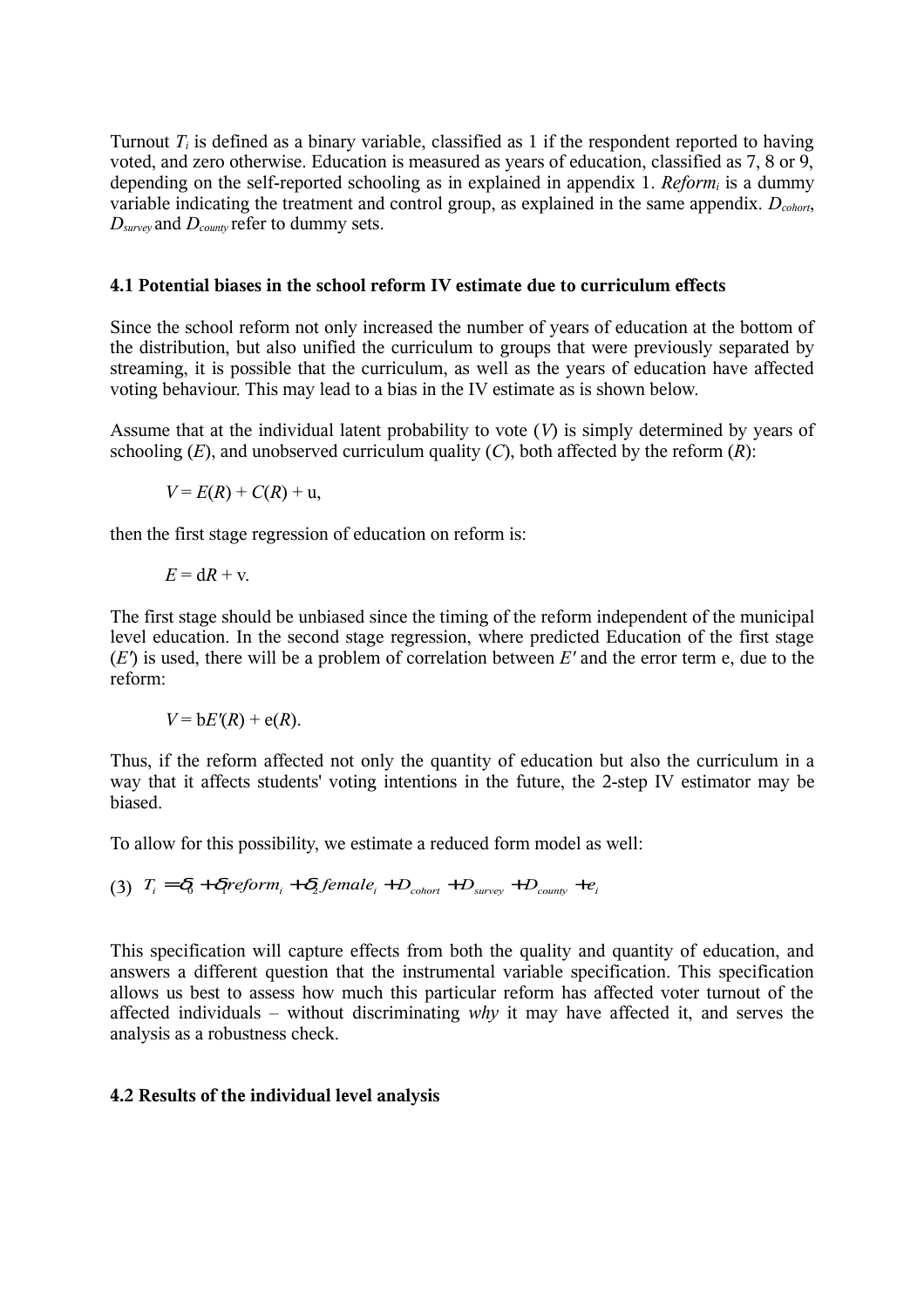Turnout $T_i$ is defined as a binary variable, classified as 1 if the respondent reported to having voted, and zero otherwise. Education is measured as years of education, classified as 7, 8 or 9, depending on the self-reported schooling as in explained in appendix 1. $Reform_i$ is a dummy variable indicating the treatment and control group, as explained in the same appendix. $D_{cohort}$, $D_{survey}$ and $D_{county}$ refer to dummy sets.

### 4.1 Potential biases in the school reform IV estimate due to curriculum effects

Since the school reform not only increased the number of years of education at the bottom of the distribution, but also unified the curriculum to groups that were previously separated by streaming, it is possible that the curriculum, as well as the years of education have affected voting behaviour. This may lead to a bias in the IV estimate as is shown below.

Assume that at the individual latent probability to vote ($V$) is simply determined by years of schooling ($E$), and unobserved curriculum quality ($C$), both affected by the reform ($R$):

$$V = E(R) + C(R) + u,$$

then the first stage regression of education on reform is:

$$E = dR + v.$$

The first stage should be unbiased since the timing of the reform independent of the municipal level education. In the second stage regression, where predicted Education of the first stage ($E'$) is used, there will be a problem of correlation between $E'$ and the error term e, due to the reform:

$$V = bE'(R) + e(R).$$

Thus, if the reform affected not only the quantity of education but also the curriculum in a way that it affects students' voting intentions in the future, the 2-step IV estimator may be biased.

To allow for this possibility, we estimate a reduced form model as well:

$$(3) \quad T_i = \delta_0 + \delta_1 reform_i + \delta_2 female_i + D_{cohort} + D_{survey} + D_{county} + e_i$$

This specification will capture effects from both the quality and quantity of education, and answers a different question that the instrumental variable specification. This specification allows us best to assess how much this particular reform has affected voter turnout of the affected individuals – without discriminating *why* it may have affected it, and serves the analysis as a robustness check.

### 4.2 Results of the individual level analysis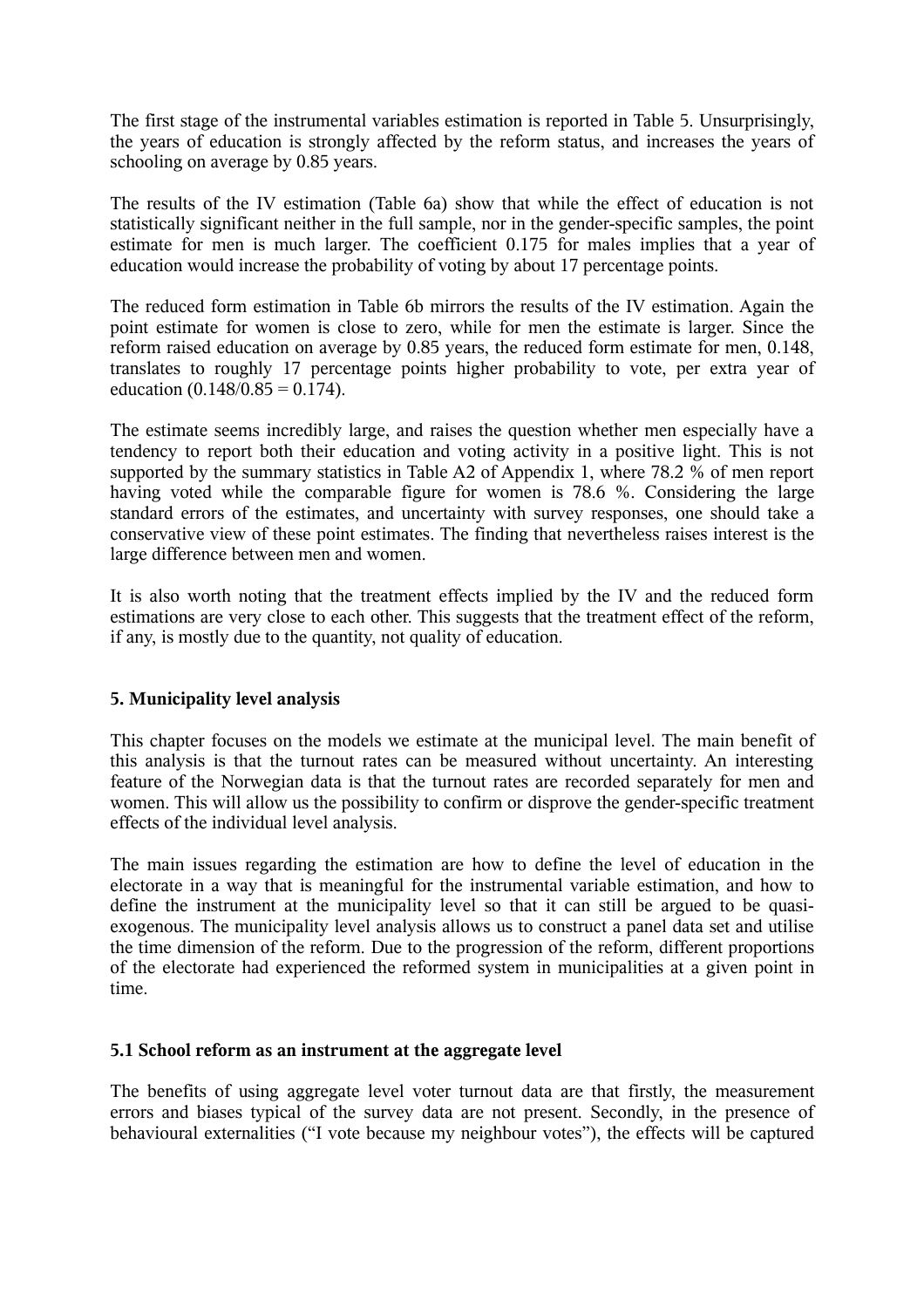The first stage of the instrumental variables estimation is reported in Table 5. Unsurprisingly, the years of education is strongly affected by the reform status, and increases the years of schooling on average by 0.85 years.

The results of the IV estimation (Table 6a) show that while the effect of education is not statistically significant neither in the full sample, nor in the gender-specific samples, the point estimate for men is much larger. The coefficient 0.175 for males implies that a year of education would increase the probability of voting by about 17 percentage points.

The reduced form estimation in Table 6b mirrors the results of the IV estimation. Again the point estimate for women is close to zero, while for men the estimate is larger. Since the reform raised education on average by 0.85 years, the reduced form estimate for men, 0.148, translates to roughly 17 percentage points higher probability to vote, per extra year of education (0.148/0.85 = 0.174).

The estimate seems incredibly large, and raises the question whether men especially have a tendency to report both their education and voting activity in a positive light. This is not supported by the summary statistics in Table A2 of Appendix 1, where 78.2 % of men report having voted while the comparable figure for women is 78.6 %. Considering the large standard errors of the estimates, and uncertainty with survey responses, one should take a conservative view of these point estimates. The finding that nevertheless raises interest is the large difference between men and women.

It is also worth noting that the treatment effects implied by the IV and the reduced form estimations are very close to each other. This suggests that the treatment effect of the reform, if any, is mostly due to the quantity, not quality of education.

## 5. Municipality level analysis

This chapter focuses on the models we estimate at the municipal level. The main benefit of this analysis is that the turnout rates can be measured without uncertainty. An interesting feature of the Norwegian data is that the turnout rates are recorded separately for men and women. This will allow us the possibility to confirm or disprove the gender-specific treatment effects of the individual level analysis.

The main issues regarding the estimation are how to define the level of education in the electorate in a way that is meaningful for the instrumental variable estimation, and how to define the instrument at the municipality level so that it can still be argued to be quasi-exogenous. The municipality level analysis allows us to construct a panel data set and utilise the time dimension of the reform. Due to the progression of the reform, different proportions of the electorate had experienced the reformed system in municipalities at a given point in time.

### 5.1 School reform as an instrument at the aggregate level

The benefits of using aggregate level voter turnout data are that firstly, the measurement errors and biases typical of the survey data are not present. Secondly, in the presence of behavioural externalities (“I vote because my neighbour votes”), the effects will be captured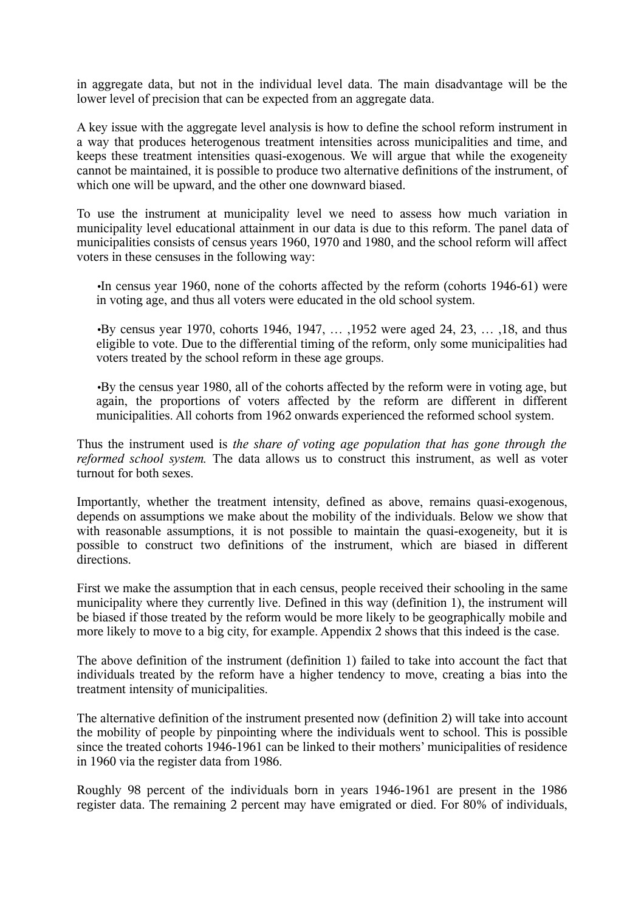in aggregate data, but not in the individual level data. The main disadvantage will be the lower level of precision that can be expected from an aggregate data.

A key issue with the aggregate level analysis is how to define the school reform instrument in a way that produces heterogenous treatment intensities across municipalities and time, and keeps these treatment intensities quasi-exogenous. We will argue that while the exogeneity cannot be maintained, it is possible to produce two alternative definitions of the instrument, of which one will be upward, and the other one downward biased.

To use the instrument at municipality level we need to assess how much variation in municipality level educational attainment in our data is due to this reform. The panel data of municipalities consists of census years 1960, 1970 and 1980, and the school reform will affect voters in these censuses in the following way:

- In census year 1960, none of the cohorts affected by the reform (cohorts 1946-61) were in voting age, and thus all voters were educated in the old school system.
- By census year 1970, cohorts 1946, 1947, … ,1952 were aged 24, 23, … ,18, and thus eligible to vote. Due to the differential timing of the reform, only some municipalities had voters treated by the school reform in these age groups.
- By the census year 1980, all of the cohorts affected by the reform were in voting age, but again, the proportions of voters affected by the reform are different in different municipalities. All cohorts from 1962 onwards experienced the reformed school system.

Thus the instrument used is *the share of voting age population that has gone through the reformed school system.* The data allows us to construct this instrument, as well as voter turnout for both sexes.

Importantly, whether the treatment intensity, defined as above, remains quasi-exogenous, depends on assumptions we make about the mobility of the individuals. Below we show that with reasonable assumptions, it is not possible to maintain the quasi-exogeneity, but it is possible to construct two definitions of the instrument, which are biased in different directions.

First we make the assumption that in each census, people received their schooling in the same municipality where they currently live. Defined in this way (definition 1), the instrument will be biased if those treated by the reform would be more likely to be geographically mobile and more likely to move to a big city, for example. Appendix 2 shows that this indeed is the case.

The above definition of the instrument (definition 1) failed to take into account the fact that individuals treated by the reform have a higher tendency to move, creating a bias into the treatment intensity of municipalities.

The alternative definition of the instrument presented now (definition 2) will take into account the mobility of people by pinpointing where the individuals went to school. This is possible since the treated cohorts 1946-1961 can be linked to their mothers' municipalities of residence in 1960 via the register data from 1986.

Roughly 98 percent of the individuals born in years 1946-1961 are present in the 1986 register data. The remaining 2 percent may have emigrated or died. For 80% of individuals,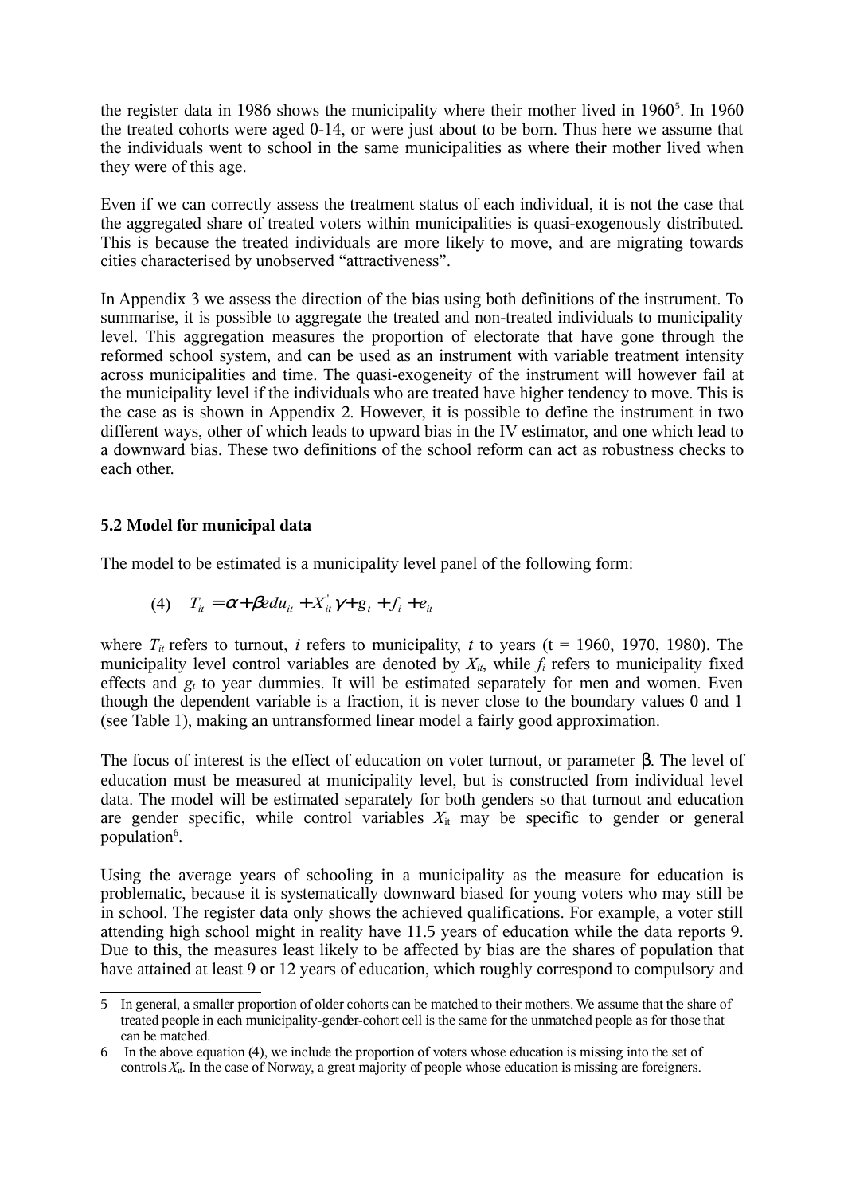the register data in 1986 shows the municipality where their mother lived in 1960[5]. In 1960 the treated cohorts were aged 0-14, or were just about to be born. Thus here we assume that the individuals went to school in the same municipalities as where their mother lived when they were of this age.

Even if we can correctly assess the treatment status of each individual, it is not the case that the aggregated share of treated voters within municipalities is quasi-exogenously distributed. This is because the treated individuals are more likely to move, and are migrating towards cities characterised by unobserved "attractiveness".

In Appendix 3 we assess the direction of the bias using both definitions of the instrument. To summarise, it is possible to aggregate the treated and non-treated individuals to municipality level. This aggregation measures the proportion of electorate that have gone through the reformed school system, and can be used as an instrument with variable treatment intensity across municipalities and time. The quasi-exogeneity of the instrument will however fail at the municipality level if the individuals who are treated have higher tendency to move. This is the case as is shown in Appendix 2. However, it is possible to define the instrument in two different ways, other of which leads to upward bias in the IV estimator, and one which lead to a downward bias. These two definitions of the school reform can act as robustness checks to each other.

### 5.2 Model for municipal data

The model to be estimated is a municipality level panel of the following form:

$$(4) \quad T_{it} = \alpha + \beta edu_{it} + X_{it}^{'}\gamma + g_t + f_i + e_{it}$$

where $T_{it}$ refers to turnout, $i$ refers to municipality, $t$ to years (t = 1960, 1970, 1980). The municipality level control variables are denoted by $X_{it}$, while $f_i$ refers to municipality fixed effects and $g_t$ to year dummies. It will be estimated separately for men and women. Even though the dependent variable is a fraction, it is never close to the boundary values 0 and 1 (see Table 1), making an untransformed linear model a fairly good approximation.

The focus of interest is the effect of education on voter turnout, or parameter $\beta$. The level of education must be measured at municipality level, but is constructed from individual level data. The model will be estimated separately for both genders so that turnout and education are gender specific, while control variables $X_{it}$ may be specific to gender or general population[6].

Using the average years of schooling in a municipality as the measure for education is problematic, because it is systematically downward biased for young voters who may still be in school. The register data only shows the achieved qualifications. For example, a voter still attending high school might in reality have 11.5 years of education while the data reports 9. Due to this, the measures least likely to be affected by bias are the shares of population that have attained at least 9 or 12 years of education, which roughly correspond to compulsory and

---

5 In general, a smaller proportion of older cohorts can be matched to their mothers. We assume that the share of treated people in each municipality-gender-cohort cell is the same for the unmatched people as for those that can be matched.

6 In the above equation (4), we include the proportion of voters whose education is missing into the set of controls $X_{it}$. In the case of Norway, a great majority of people whose education is missing are foreigners.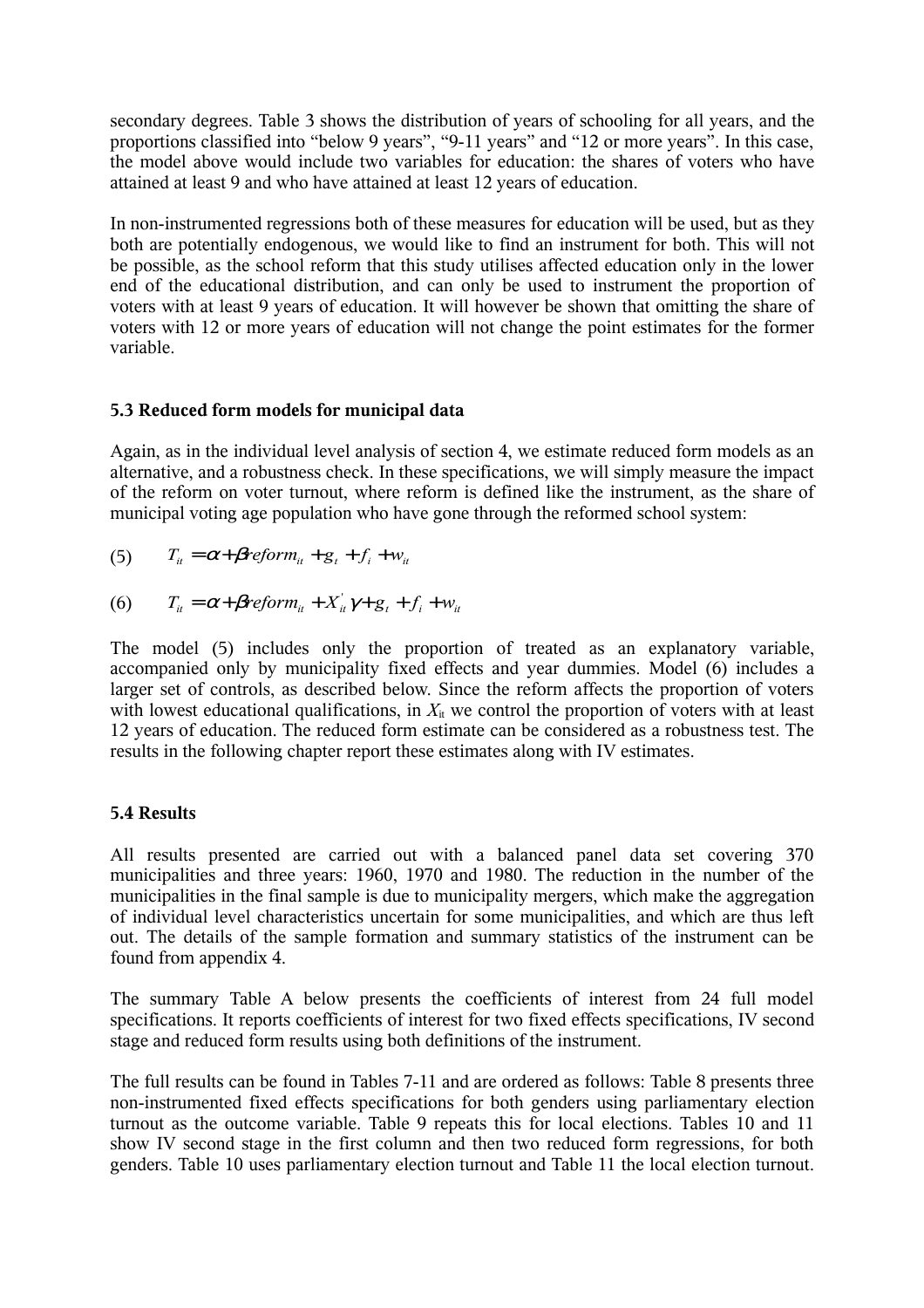secondary degrees. Table 3 shows the distribution of years of schooling for all years, and the proportions classified into "below 9 years", "9-11 years" and "12 or more years". In this case, the model above would include two variables for education: the shares of voters who have attained at least 9 and who have attained at least 12 years of education.

In non-instrumented regressions both of these measures for education will be used, but as they both are potentially endogenous, we would like to find an instrument for both. This will not be possible, as the school reform that this study utilises affected education only in the lower end of the educational distribution, and can only be used to instrument the proportion of voters with at least 9 years of education. It will however be shown that omitting the share of voters with 12 or more years of education will not change the point estimates for the former variable.

### 5.3 Reduced form models for municipal data

Again, as in the individual level analysis of section 4, we estimate reduced form models as an alternative, and a robustness check. In these specifications, we will simply measure the impact of the reform on voter turnout, where reform is defined like the instrument, as the share of municipal voting age population who have gone through the reformed school system:

(5) $$T_{it} = \alpha + \beta reform_{it} + g_t + f_i + w_{it}$$

(6) $$T_{it} = \alpha + \beta reform_{it} + X_{it}^{'}\gamma + g_t + f_i + w_{it}$$

The model (5) includes only the proportion of treated as an explanatory variable, accompanied only by municipality fixed effects and year dummies. Model (6) includes a larger set of controls, as described below. Since the reform affects the proportion of voters with lowest educational qualifications, in $X_{it}$ we control the proportion of voters with at least 12 years of education. The reduced form estimate can be considered as a robustness test. The results in the following chapter report these estimates along with IV estimates.

### 5.4 Results

All results presented are carried out with a balanced panel data set covering 370 municipalities and three years: 1960, 1970 and 1980. The reduction in the number of the municipalities in the final sample is due to municipality mergers, which make the aggregation of individual level characteristics uncertain for some municipalities, and which are thus left out. The details of the sample formation and summary statistics of the instrument can be found from appendix 4.

The summary Table A below presents the coefficients of interest from 24 full model specifications. It reports coefficients of interest for two fixed effects specifications, IV second stage and reduced form results using both definitions of the instrument.

The full results can be found in Tables 7-11 and are ordered as follows: Table 8 presents three non-instrumented fixed effects specifications for both genders using parliamentary election turnout as the outcome variable. Table 9 repeats this for local elections. Tables 10 and 11 show IV second stage in the first column and then two reduced form regressions, for both genders. Table 10 uses parliamentary election turnout and Table 11 the local election turnout.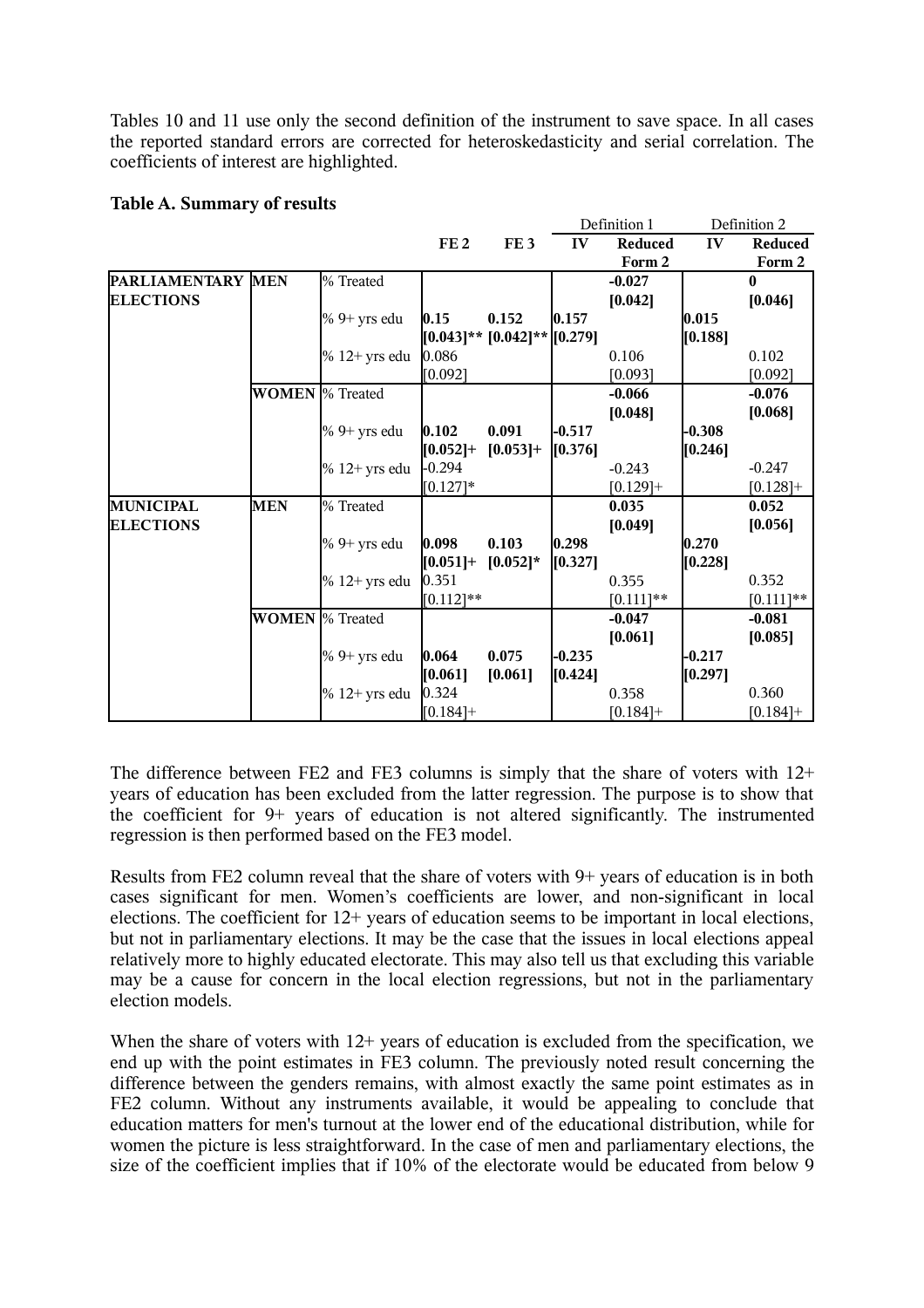Tables 10 and 11 use only the second definition of the instrument to save space. In all cases the reported standard errors are corrected for heteroskedasticity and serial correlation. The coefficients of interest are highlighted.

**Table A. Summary of results**

| | | | FE 2 | FE 3 | Definition 1 IV | Definition 1 Reduced Form 2 | Definition 2 IV | Definition 2 Reduced Form 2 |
|---|---|---|---|---|---|---|---|---|
| **PARLIAMENTARY ELECTIONS** | **MEN** | % Treated | | | | **-0.027 [0.042]** | | **0 [0.046]** |
| | | % 9+ yrs edu | **0.15 [0.043]**** | **0.152 [0.042]**** | **0.157 [0.279]** | | **0.015 [0.188]** | |
| | | % 12+ yrs edu | 0.086 [0.092] | | | 0.106 [0.093] | | 0.102 [0.092] |
| | **WOMEN** | % Treated | | | | **-0.066 [0.048]** | | **-0.076 [0.068]** |
| | | % 9+ yrs edu | **0.102 [0.052]+** | **0.091 [0.053]+** | **-0.517 [0.376]** | | **-0.308 [0.246]** | |
| | | % 12+ yrs edu | -0.294 [0.127]* | | | -0.243 [0.129]+ | | -0.247 [0.128]+ |
| **MUNICIPAL ELECTIONS** | **MEN** | % Treated | | | | **0.035 [0.049]** | | **0.052 [0.056]** |
| | | % 9+ yrs edu | **0.098 [0.051]+** | **0.103 [0.052]*** | **0.298 [0.327]** | | **0.270 [0.228]** | |
| | | % 12+ yrs edu | 0.351 [0.112]** | | | 0.355 [0.111]** | | 0.352 [0.111]** |
| | **WOMEN** | % Treated | | | | **-0.047 [0.061]** | | **-0.081 [0.085]** |
| | | % 9+ yrs edu | **0.064 [0.061]** | **0.075 [0.061]** | **-0.235 [0.424]** | | **-0.217 [0.297]** | |
| | | % 12+ yrs edu | 0.324 [0.184]+ | | | 0.358 [0.184]+ | | 0.360 [0.184]+ |

The difference between FE2 and FE3 columns is simply that the share of voters with 12+ years of education has been excluded from the latter regression. The purpose is to show that the coefficient for 9+ years of education is not altered significantly. The instrumented regression is then performed based on the FE3 model.

Results from FE2 column reveal that the share of voters with 9+ years of education is in both cases significant for men. Women's coefficients are lower, and non-significant in local elections. The coefficient for 12+ years of education seems to be important in local elections, but not in parliamentary elections. It may be the case that the issues in local elections appeal relatively more to highly educated electorate. This may also tell us that excluding this variable may be a cause for concern in the local election regressions, but not in the parliamentary election models.

When the share of voters with 12+ years of education is excluded from the specification, we end up with the point estimates in FE3 column. The previously noted result concerning the difference between the genders remains, with almost exactly the same point estimates as in FE2 column. Without any instruments available, it would be appealing to conclude that education matters for men's turnout at the lower end of the educational distribution, while for women the picture is less straightforward. In the case of men and parliamentary elections, the size of the coefficient implies that if 10% of the electorate would be educated from below 9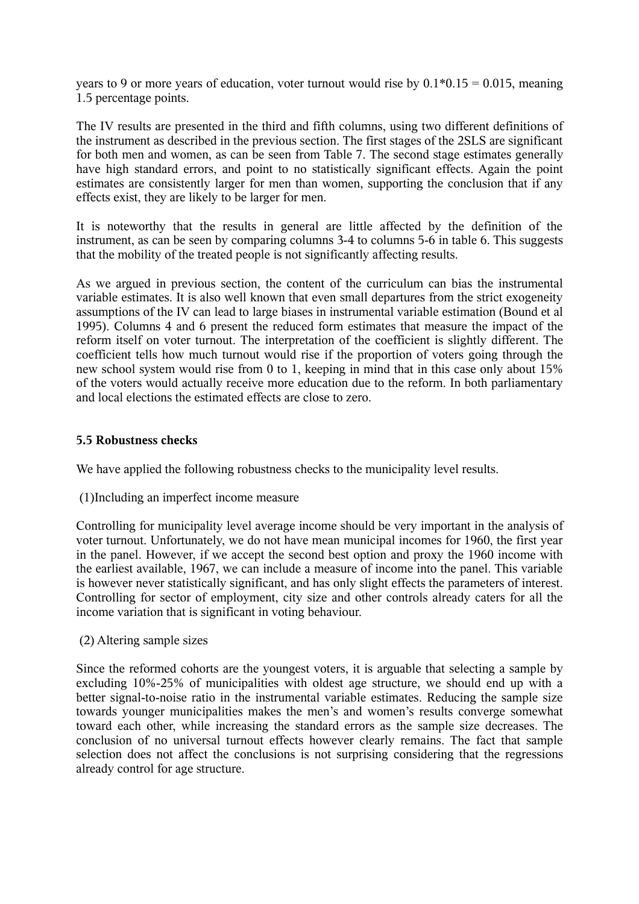years to 9 or more years of education, voter turnout would rise by $0.1*0.15 = 0.015$, meaning 1.5 percentage points.

The IV results are presented in the third and fifth columns, using two different definitions of the instrument as described in the previous section. The first stages of the 2SLS are significant for both men and women, as can be seen from Table 7. The second stage estimates generally have high standard errors, and point to no statistically significant effects. Again the point estimates are consistently larger for men than women, supporting the conclusion that if any effects exist, they are likely to be larger for men.

It is noteworthy that the results in general are little affected by the definition of the instrument, as can be seen by comparing columns 3-4 to columns 5-6 in table 6. This suggests that the mobility of the treated people is not significantly affecting results.

As we argued in previous section, the content of the curriculum can bias the instrumental variable estimates. It is also well known that even small departures from the strict exogeneity assumptions of the IV can lead to large biases in instrumental variable estimation (Bound et al 1995). Columns 4 and 6 present the reduced form estimates that measure the impact of the reform itself on voter turnout. The interpretation of the coefficient is slightly different. The coefficient tells how much turnout would rise if the proportion of voters going through the new school system would rise from 0 to 1, keeping in mind that in this case only about 15% of the voters would actually receive more education due to the reform. In both parliamentary and local elections the estimated effects are close to zero.

### 5.5 Robustness checks

We have applied the following robustness checks to the municipality level results.

(1)Including an imperfect income measure

Controlling for municipality level average income should be very important in the analysis of voter turnout. Unfortunately, we do not have mean municipal incomes for 1960, the first year in the panel. However, if we accept the second best option and proxy the 1960 income with the earliest available, 1967, we can include a measure of income into the panel. This variable is however never statistically significant, and has only slight effects the parameters of interest. Controlling for sector of employment, city size and other controls already caters for all the income variation that is significant in voting behaviour.

(2) Altering sample sizes

Since the reformed cohorts are the youngest voters, it is arguable that selecting a sample by excluding 10%-25% of municipalities with oldest age structure, we should end up with a better signal-to-noise ratio in the instrumental variable estimates. Reducing the sample size towards younger municipalities makes the men's and women's results converge somewhat toward each other, while increasing the standard errors as the sample size decreases. The conclusion of no universal turnout effects however clearly remains. The fact that sample selection does not affect the conclusions is not surprising considering that the regressions already control for age structure.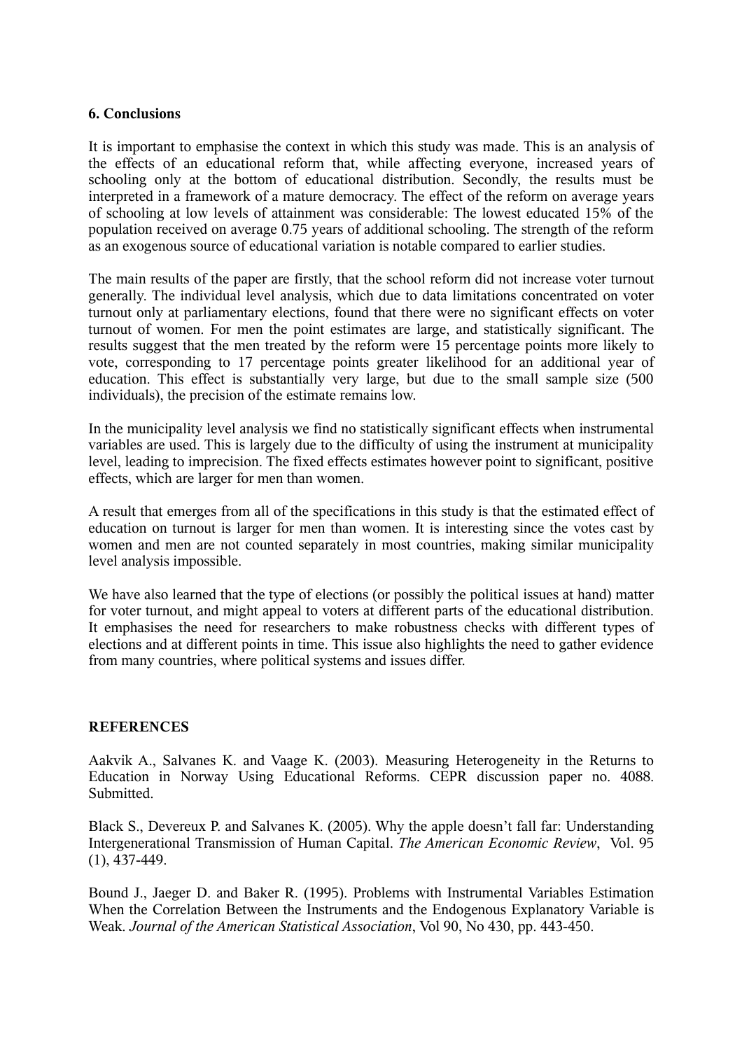## 6. Conclusions

It is important to emphasise the context in which this study was made. This is an analysis of the effects of an educational reform that, while affecting everyone, increased years of schooling only at the bottom of educational distribution. Secondly, the results must be interpreted in a framework of a mature democracy. The effect of the reform on average years of schooling at low levels of attainment was considerable: The lowest educated 15% of the population received on average 0.75 years of additional schooling. The strength of the reform as an exogenous source of educational variation is notable compared to earlier studies.

The main results of the paper are firstly, that the school reform did not increase voter turnout generally. The individual level analysis, which due to data limitations concentrated on voter turnout only at parliamentary elections, found that there were no significant effects on voter turnout of women. For men the point estimates are large, and statistically significant. The results suggest that the men treated by the reform were 15 percentage points more likely to vote, corresponding to 17 percentage points greater likelihood for an additional year of education. This effect is substantially very large, but due to the small sample size (500 individuals), the precision of the estimate remains low.

In the municipality level analysis we find no statistically significant effects when instrumental variables are used. This is largely due to the difficulty of using the instrument at municipality level, leading to imprecision. The fixed effects estimates however point to significant, positive effects, which are larger for men than women.

A result that emerges from all of the specifications in this study is that the estimated effect of education on turnout is larger for men than women. It is interesting since the votes cast by women and men are not counted separately in most countries, making similar municipality level analysis impossible.

We have also learned that the type of elections (or possibly the political issues at hand) matter for voter turnout, and might appeal to voters at different parts of the educational distribution. It emphasises the need for researchers to make robustness checks with different types of elections and at different points in time. This issue also highlights the need to gather evidence from many countries, where political systems and issues differ.

## REFERENCES

Aakvik A., Salvanes K. and Vaage K. (2003). Measuring Heterogeneity in the Returns to Education in Norway Using Educational Reforms. CEPR discussion paper no. 4088. Submitted.

Black S., Devereux P. and Salvanes K. (2005). Why the apple doesn't fall far: Understanding Intergenerational Transmission of Human Capital. *The American Economic Review*, Vol. 95 (1), 437-449.

Bound J., Jaeger D. and Baker R. (1995). Problems with Instrumental Variables Estimation When the Correlation Between the Instruments and the Endogenous Explanatory Variable is Weak. *Journal of the American Statistical Association*, Vol 90, No 430, pp. 443-450.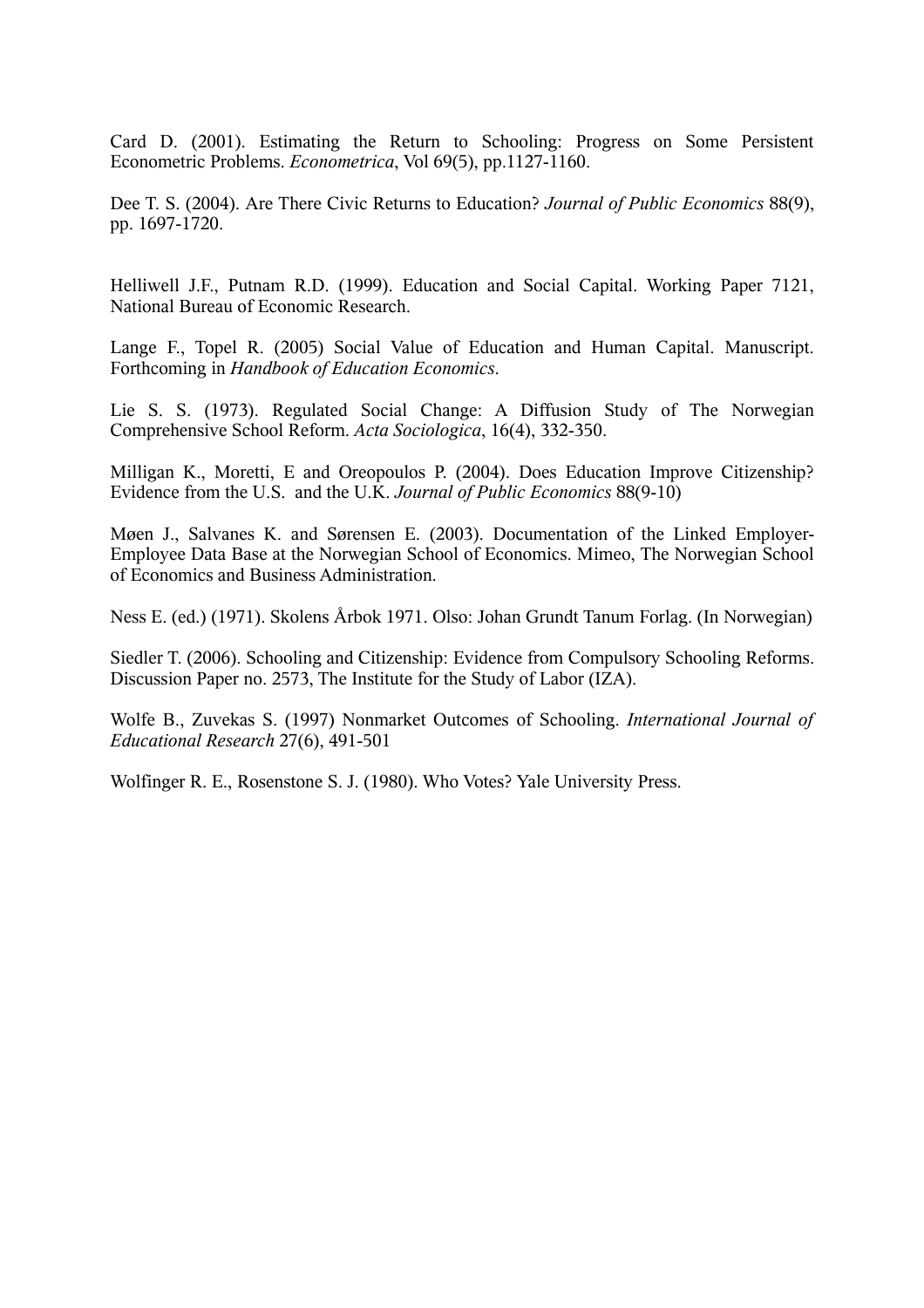Card D. (2001). Estimating the Return to Schooling: Progress on Some Persistent Econometric Problems. *Econometrica*, Vol 69(5), pp.1127-1160.

Dee T. S. (2004). Are There Civic Returns to Education? *Journal of Public Economics* 88(9), pp. 1697-1720.

Helliwell J.F., Putnam R.D. (1999). Education and Social Capital. Working Paper 7121, National Bureau of Economic Research.

Lange F., Topel R. (2005) Social Value of Education and Human Capital. Manuscript. Forthcoming in *Handbook of Education Economics*.

Lie S. S. (1973). Regulated Social Change: A Diffusion Study of The Norwegian Comprehensive School Reform. *Acta Sociologica*, 16(4), 332-350.

Milligan K., Moretti, E and Oreopoulos P. (2004). Does Education Improve Citizenship? Evidence from the U.S. and the U.K. *Journal of Public Economics* 88(9-10)

Møen J., Salvanes K. and Sørensen E. (2003). Documentation of the Linked Employer-Employee Data Base at the Norwegian School of Economics. Mimeo, The Norwegian School of Economics and Business Administration.

Ness E. (ed.) (1971). Skolens Årbok 1971. Olso: Johan Grundt Tanum Forlag. (In Norwegian)

Siedler T. (2006). Schooling and Citizenship: Evidence from Compulsory Schooling Reforms. Discussion Paper no. 2573, The Institute for the Study of Labor (IZA).

Wolfe B., Zuvekas S. (1997) Nonmarket Outcomes of Schooling. *International Journal of Educational Research* 27(6), 491-501

Wolfinger R. E., Rosenstone S. J. (1980). Who Votes? Yale University Press.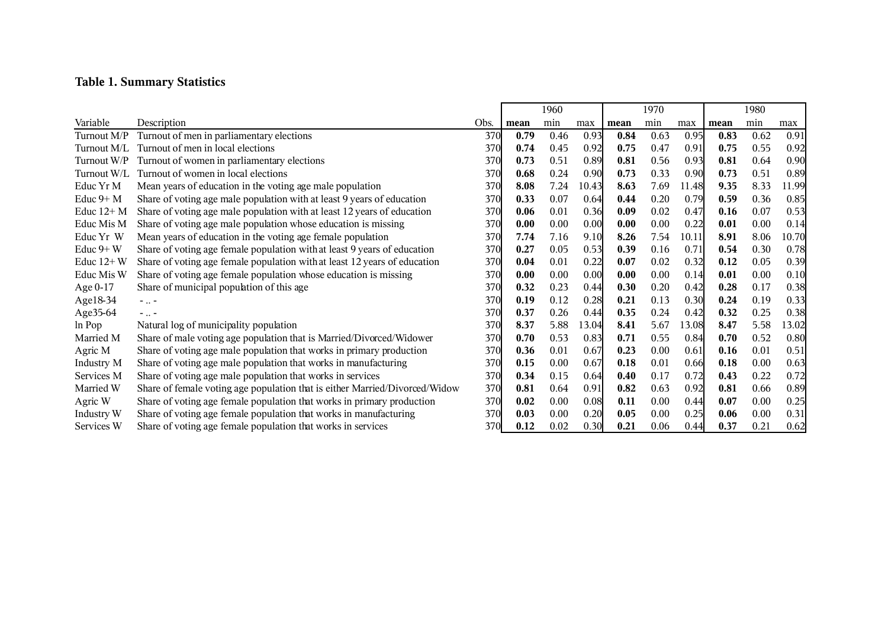**Table 1. Summary Statistics**

| Variable | Description | Obs. | 1960 | | | 1970 | | | 1980 | | |
|---|---|---|---|---|---|---|---|---|---|---|---|
| | | | **mean** | min | max | **mean** | min | max | **mean** | min | max |
| Turnout M/P | Turnout of men in parliamentary elections | 370 | **0.79** | 0.46 | 0.93 | **0.84** | 0.63 | 0.95 | **0.83** | 0.62 | 0.91 |
| Turnout M/L | Turnout of men in local elections | 370 | **0.74** | 0.45 | 0.92 | **0.75** | 0.47 | 0.91 | **0.75** | 0.55 | 0.92 |
| Turnout W/P | Turnout of women in parliamentary elections | 370 | **0.73** | 0.51 | 0.89 | **0.81** | 0.56 | 0.93 | **0.81** | 0.64 | 0.90 |
| Turnout W/L | Turnout of women in local elections | 370 | **0.68** | 0.24 | 0.90 | **0.73** | 0.33 | 0.90 | **0.73** | 0.51 | 0.89 |
| Educ Yr M | Mean years of education in the voting age male population | 370 | **8.08** | 7.24 | 10.43 | **8.63** | 7.69 | 11.48 | **9.35** | 8.33 | 11.99 |
| Educ 9+ M | Share of voting age male population with at least 9 years of education | 370 | **0.33** | 0.07 | 0.64 | **0.44** | 0.20 | 0.79 | **0.59** | 0.36 | 0.85 |
| Educ 12+ M | Share of voting age male population with at least 12 years of education | 370 | **0.06** | 0.01 | 0.36 | **0.09** | 0.02 | 0.47 | **0.16** | 0.07 | 0.53 |
| Educ Mis M | Share of voting age male population whose education is missing | 370 | **0.00** | 0.00 | 0.00 | **0.00** | 0.00 | 0.22 | **0.01** | 0.00 | 0.14 |
| Educ Yr W | Mean years of education in the voting age female population | 370 | **7.74** | 7.16 | 9.10 | **8.26** | 7.54 | 10.11 | **8.91** | 8.06 | 10.70 |
| Educ 9+ W | Share of voting age female population with at least 9 years of education | 370 | **0.27** | 0.05 | 0.53 | **0.39** | 0.16 | 0.71 | **0.54** | 0.30 | 0.78 |
| Educ 12+ W | Share of voting age female population with at least 12 years of education | 370 | **0.04** | 0.01 | 0.22 | **0.07** | 0.02 | 0.32 | **0.12** | 0.05 | 0.39 |
| Educ Mis W | Share of voting age female population whose education is missing | 370 | **0.00** | 0.00 | 0.00 | **0.00** | 0.00 | 0.14 | **0.01** | 0.00 | 0.10 |
| Age 0-17 | Share of municipal population of this age | 370 | **0.32** | 0.23 | 0.44 | **0.30** | 0.20 | 0.42 | **0.28** | 0.17 | 0.38 |
| Age18-34 | - .. - | 370 | **0.19** | 0.12 | 0.28 | **0.21** | 0.13 | 0.30 | **0.24** | 0.19 | 0.33 |
| Age35-64 | - .. - | 370 | **0.37** | 0.26 | 0.44 | **0.35** | 0.24 | 0.42 | **0.32** | 0.25 | 0.38 |
| ln Pop | Natural log of municipality population | 370 | **8.37** | 5.88 | 13.04 | **8.41** | 5.67 | 13.08 | **8.47** | 5.58 | 13.02 |
| Married M | Share of male voting age population that is Married/Divorced/Widower | 370 | **0.70** | 0.53 | 0.83 | **0.71** | 0.55 | 0.84 | **0.70** | 0.52 | 0.80 |
| Agric M | Share of voting age male population that works in primary production | 370 | **0.36** | 0.01 | 0.67 | **0.23** | 0.00 | 0.61 | **0.16** | 0.01 | 0.51 |
| Industry M | Share of voting age male population that works in manufacturing | 370 | **0.15** | 0.00 | 0.67 | **0.18** | 0.01 | 0.66 | **0.18** | 0.00 | 0.63 |
| Services M | Share of voting age male population that works in services | 370 | **0.34** | 0.15 | 0.64 | **0.40** | 0.17 | 0.72 | **0.43** | 0.22 | 0.72 |
| Married W | Share of female voting age population that is either Married/Divorced/Widow | 370 | **0.81** | 0.64 | 0.91 | **0.82** | 0.63 | 0.92 | **0.81** | 0.66 | 0.89 |
| Agric W | Share of voting age female population that works in primary production | 370 | **0.02** | 0.00 | 0.08 | **0.11** | 0.00 | 0.44 | **0.07** | 0.00 | 0.25 |
| Industry W | Share of voting age female population that works in manufacturing | 370 | **0.03** | 0.00 | 0.20 | **0.05** | 0.00 | 0.25 | **0.06** | 0.00 | 0.31 |
| Services W | Share of voting age female population that works in services | 370 | **0.12** | 0.02 | 0.30 | **0.21** | 0.06 | 0.44 | **0.37** | 0.21 | 0.62 |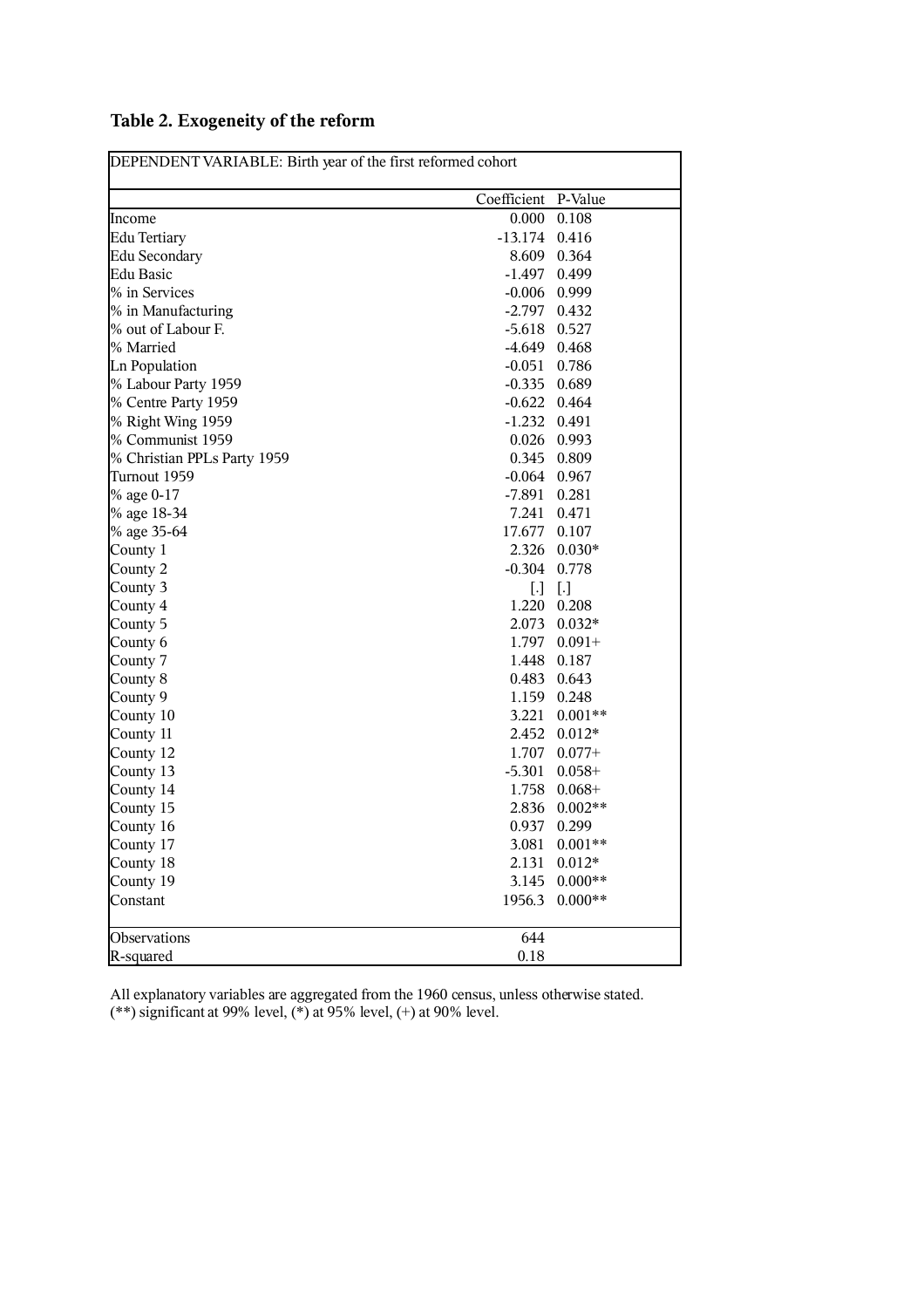## Table 2. Exogeneity of the reform

| DEPENDENT VARIABLE: Birth year of the first reformed cohort | | |
|---|---|---|
| | Coefficient | P-Value |
| Income | 0.000 | 0.108 |
| Edu Tertiary | -13.174 | 0.416 |
| Edu Secondary | 8.609 | 0.364 |
| Edu Basic | -1.497 | 0.499 |
| % in Services | -0.006 | 0.999 |
| % in Manufacturing | -2.797 | 0.432 |
| % out of Labour F. | -5.618 | 0.527 |
| % Married | -4.649 | 0.468 |
| Ln Population | -0.051 | 0.786 |
| % Labour Party 1959 | -0.335 | 0.689 |
| % Centre Party 1959 | -0.622 | 0.464 |
| % Right Wing 1959 | -1.232 | 0.491 |
| % Communist 1959 | 0.026 | 0.993 |
| % Christian PPLs Party 1959 | 0.345 | 0.809 |
| Turnout 1959 | -0.064 | 0.967 |
| % age 0-17 | -7.891 | 0.281 |
| % age 18-34 | 7.241 | 0.471 |
| % age 35-64 | 17.677 | 0.107 |
| County 1 | 2.326 | 0.030* |
| County 2 | -0.304 | 0.778 |
| County 3 | [.] | [.] |
| County 4 | 1.220 | 0.208 |
| County 5 | 2.073 | 0.032* |
| County 6 | 1.797 | 0.091+ |
| County 7 | 1.448 | 0.187 |
| County 8 | 0.483 | 0.643 |
| County 9 | 1.159 | 0.248 |
| County 10 | 3.221 | 0.001** |
| County 11 | 2.452 | 0.012* |
| County 12 | 1.707 | 0.077+ |
| County 13 | -5.301 | 0.058+ |
| County 14 | 1.758 | 0.068+ |
| County 15 | 2.836 | 0.002** |
| County 16 | 0.937 | 0.299 |
| County 17 | 3.081 | 0.001** |
| County 18 | 2.131 | 0.012* |
| County 19 | 3.145 | 0.000** |
| Constant | 1956.3 | 0.000** |
| Observations | 644 | |
| R-squared | 0.18 | |

All explanatory variables are aggregated from the 1960 census, unless otherwise stated.
(**) significant at 99% level, (*) at 95% level, (+) at 90% level.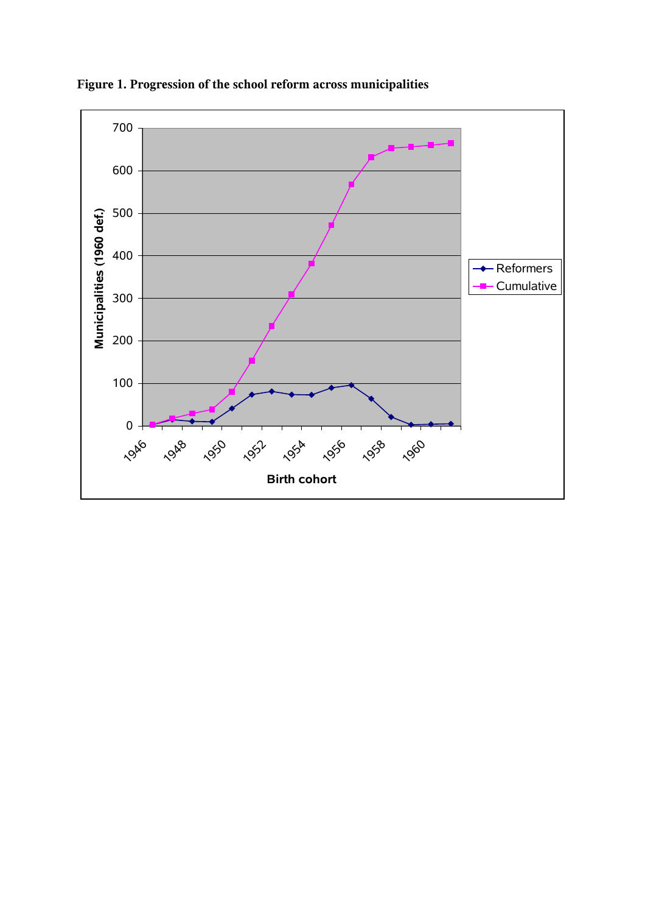**Figure 1. Progression of the school reform across municipalities**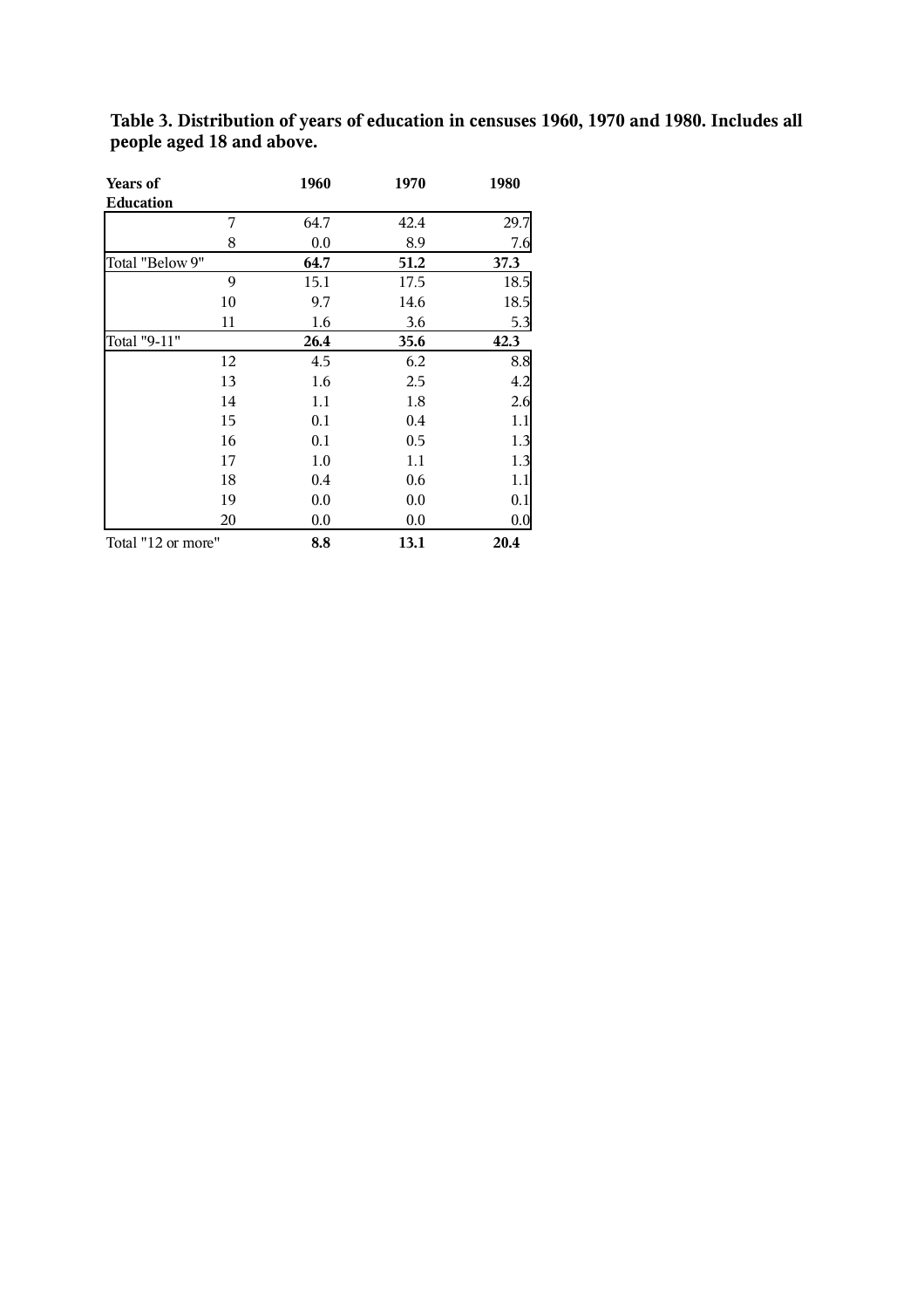**Table 3. Distribution of years of education in censuses 1960, 1970 and 1980. Includes all people aged 18 and above.**

| Years of Education | 1960 | 1970 | 1980 |
|---|---|---|---|
| 7 | 64.7 | 42.4 | 29.7 |
| 8 | 0.0 | 8.9 | 7.6 |
| Total "Below 9" | **64.7** | **51.2** | **37.3** |
| 9 | 15.1 | 17.5 | 18.5 |
| 10 | 9.7 | 14.6 | 18.5 |
| 11 | 1.6 | 3.6 | 5.3 |
| Total "9-11" | **26.4** | **35.6** | **42.3** |
| 12 | 4.5 | 6.2 | 8.8 |
| 13 | 1.6 | 2.5 | 4.2 |
| 14 | 1.1 | 1.8 | 2.6 |
| 15 | 0.1 | 0.4 | 1.1 |
| 16 | 0.1 | 0.5 | 1.3 |
| 17 | 1.0 | 1.1 | 1.3 |
| 18 | 0.4 | 0.6 | 1.1 |
| 19 | 0.0 | 0.0 | 0.1 |
| 20 | 0.0 | 0.0 | 0.0 |
| Total "12 or more" | **8.8** | **13.1** | **20.4** |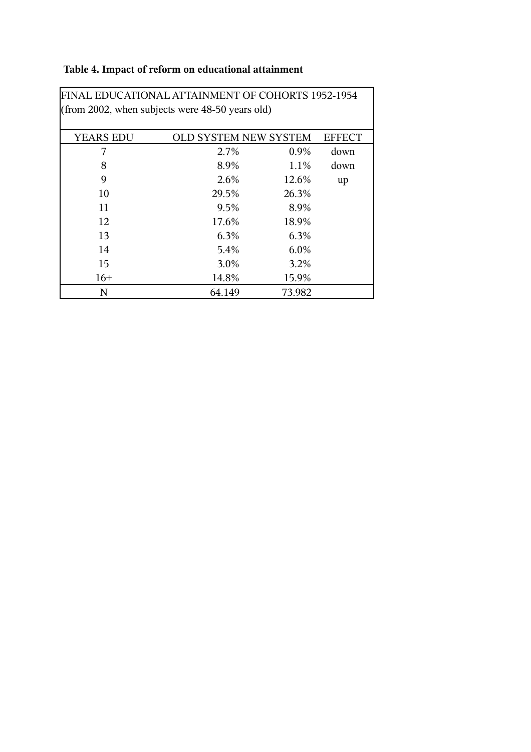**Table 4. Impact of reform on educational attainment**

| FINAL EDUCATIONAL ATTAINMENT OF COHORTS 1952-1954 (from 2002, when subjects were 48-50 years old) | | | |
|---|---|---|---|
| YEARS EDU | OLD SYSTEM | NEW SYSTEM | EFFECT |
| 7 | 2.7% | 0.9% | down |
| 8 | 8.9% | 1.1% | down |
| 9 | 2.6% | 12.6% | up |
| 10 | 29.5% | 26.3% | |
| 11 | 9.5% | 8.9% | |
| 12 | 17.6% | 18.9% | |
| 13 | 6.3% | 6.3% | |
| 14 | 5.4% | 6.0% | |
| 15 | 3.0% | 3.2% | |
| 16+ | 14.8% | 15.9% | |
| N | 64.149 | 73.982 | |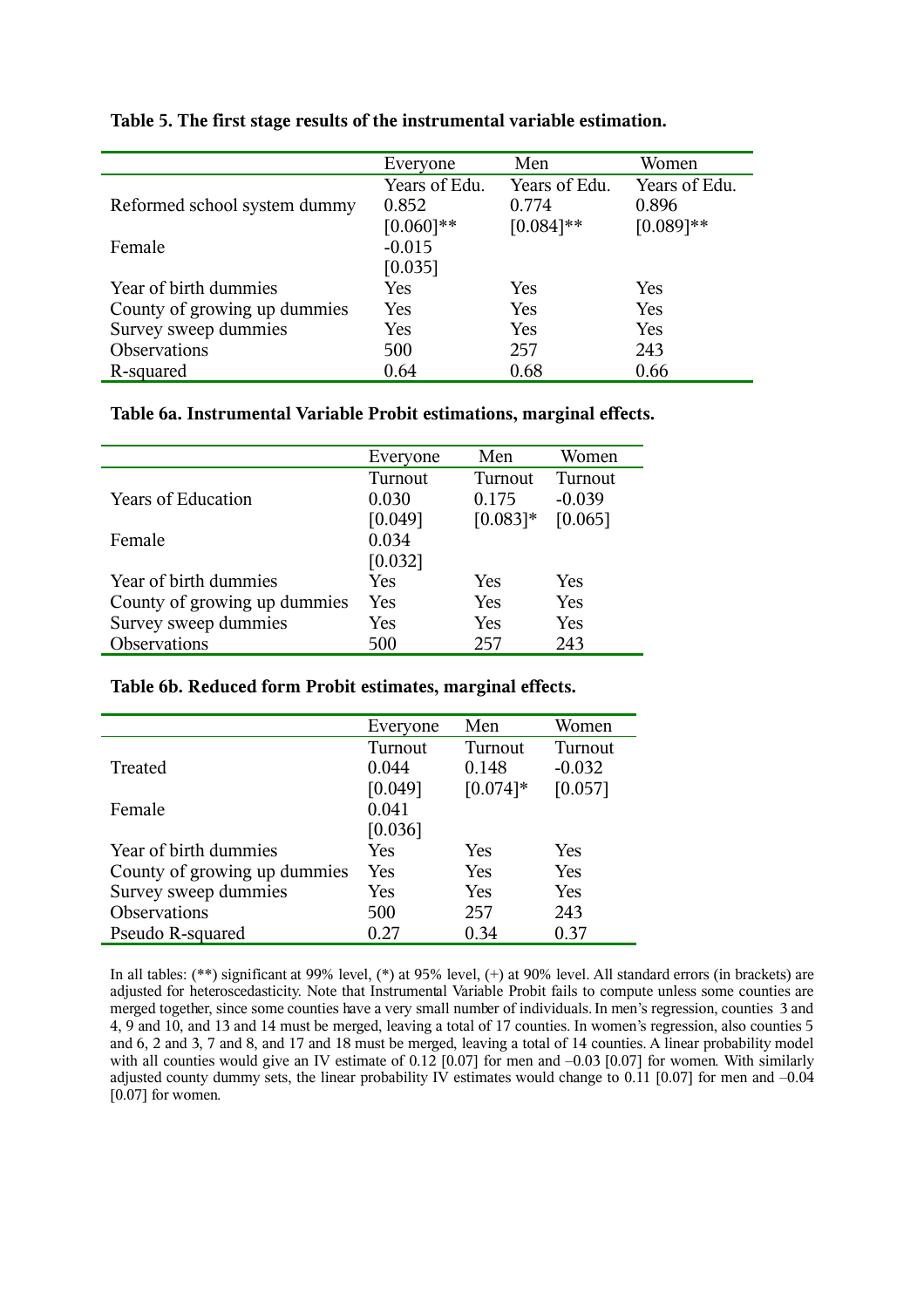**Table 5. The first stage results of the instrumental variable estimation.**

| | Everyone | Men | Women |
|---|---|---|---|
| | Years of Edu. | Years of Edu. | Years of Edu. |
| Reformed school system dummy | 0.852 | 0.774 | 0.896 |
| | [0.060]** | [0.084]** | [0.089]** |
| Female | -0.015 | | |
| | [0.035] | | |
| Year of birth dummies | Yes | Yes | Yes |
| County of growing up dummies | Yes | Yes | Yes |
| Survey sweep dummies | Yes | Yes | Yes |
| Observations | 500 | 257 | 243 |
| R-squared | 0.64 | 0.68 | 0.66 |

**Table 6a. Instrumental Variable Probit estimations, marginal effects.**

| | Everyone | Men | Women |
|---|---|---|---|
| | Turnout | Turnout | Turnout |
| Years of Education | 0.030 | 0.175 | -0.039 |
| | [0.049] | [0.083]* | [0.065] |
| Female | 0.034 | | |
| | [0.032] | | |
| Year of birth dummies | Yes | Yes | Yes |
| County of growing up dummies | Yes | Yes | Yes |
| Survey sweep dummies | Yes | Yes | Yes |
| Observations | 500 | 257 | 243 |

**Table 6b. Reduced form Probit estimates, marginal effects.**

| | Everyone | Men | Women |
|---|---|---|---|
| | Turnout | Turnout | Turnout |
| Treated | 0.044 | 0.148 | -0.032 |
| | [0.049] | [0.074]* | [0.057] |
| Female | 0.041 | | |
| | [0.036] | | |
| Year of birth dummies | Yes | Yes | Yes |
| County of growing up dummies | Yes | Yes | Yes |
| Survey sweep dummies | Yes | Yes | Yes |
| Observations | 500 | 257 | 243 |
| Pseudo R-squared | 0.27 | 0.34 | 0.37 |

In all tables: (**) significant at 99% level, (*) at 95% level, (+) at 90% level. All standard errors (in brackets) are adjusted for heteroscedasticity. Note that Instrumental Variable Probit fails to compute unless some counties are merged together, since some counties have a very small number of individuals. In men's regression, counties 3 and 4, 9 and 10, and 13 and 14 must be merged, leaving a total of 17 counties. In women's regression, also counties 5 and 6, 2 and 3, 7 and 8, and 17 and 18 must be merged, leaving a total of 14 counties. A linear probability model with all counties would give an IV estimate of 0.12 [0.07] for men and –0.03 [0.07] for women. With similarly adjusted county dummy sets, the linear probability IV estimates would change to 0.11 [0.07] for men and –0.04 [0.07] for women.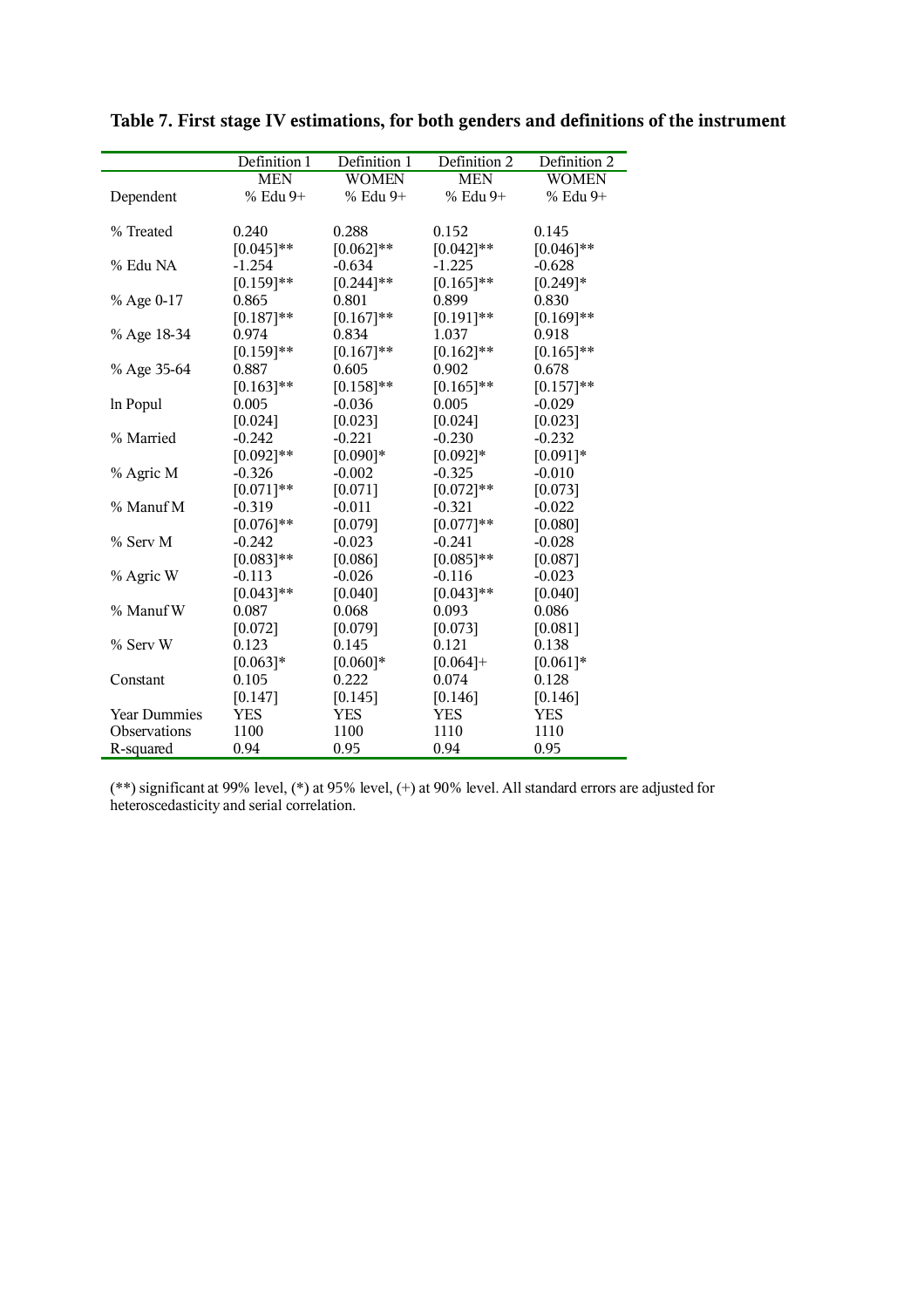**Table 7. First stage IV estimations, for both genders and definitions of the instrument**

| | Definition 1 | Definition 1 | Definition 2 | Definition 2 |
|---|---|---|---|---|
| | MEN | WOMEN | MEN | WOMEN |
| Dependent | % Edu 9+ | % Edu 9+ | % Edu 9+ | % Edu 9+ |
| % Treated | 0.240 | 0.288 | 0.152 | 0.145 |
| | [0.045]** | [0.062]** | [0.042]** | [0.046]** |
| % Edu NA | -1.254 | -0.634 | -1.225 | -0.628 |
| | [0.159]** | [0.244]** | [0.165]** | [0.249]* |
| % Age 0-17 | 0.865 | 0.801 | 0.899 | 0.830 |
| | [0.187]** | [0.167]** | [0.191]** | [0.169]** |
| % Age 18-34 | 0.974 | 0.834 | 1.037 | 0.918 |
| | [0.159]** | [0.167]** | [0.162]** | [0.165]** |
| % Age 35-64 | 0.887 | 0.605 | 0.902 | 0.678 |
| | [0.163]** | [0.158]** | [0.165]** | [0.157]** |
| ln Popul | 0.005 | -0.036 | 0.005 | -0.029 |
| | [0.024] | [0.023] | [0.024] | [0.023] |
| % Married | -0.242 | -0.221 | -0.230 | -0.232 |
| | [0.092]** | [0.090]* | [0.092]* | [0.091]* |
| % Agric M | -0.326 | -0.002 | -0.325 | -0.010 |
| | [0.071]** | [0.071] | [0.072]** | [0.073] |
| % Manuf M | -0.319 | -0.011 | -0.321 | -0.022 |
| | [0.076]** | [0.079] | [0.077]** | [0.080] |
| % Serv M | -0.242 | -0.023 | -0.241 | -0.028 |
| | [0.083]** | [0.086] | [0.085]** | [0.087] |
| % Agric W | -0.113 | -0.026 | -0.116 | -0.023 |
| | [0.043]** | [0.040] | [0.043]** | [0.040] |
| % Manuf W | 0.087 | 0.068 | 0.093 | 0.086 |
| | [0.072] | [0.079] | [0.073] | [0.081] |
| % Serv W | 0.123 | 0.145 | 0.121 | 0.138 |
| | [0.063]* | [0.060]* | [0.064]+ | [0.061]* |
| Constant | 0.105 | 0.222 | 0.074 | 0.128 |
| | [0.147] | [0.145] | [0.146] | [0.146] |
| Year Dummies | YES | YES | YES | YES |
| Observations | 1100 | 1100 | 1110 | 1110 |
| R-squared | 0.94 | 0.95 | 0.94 | 0.95 |

(**) significant at 99% level, (*) at 95% level, (+) at 90% level. All standard errors are adjusted for heteroscedasticity and serial correlation.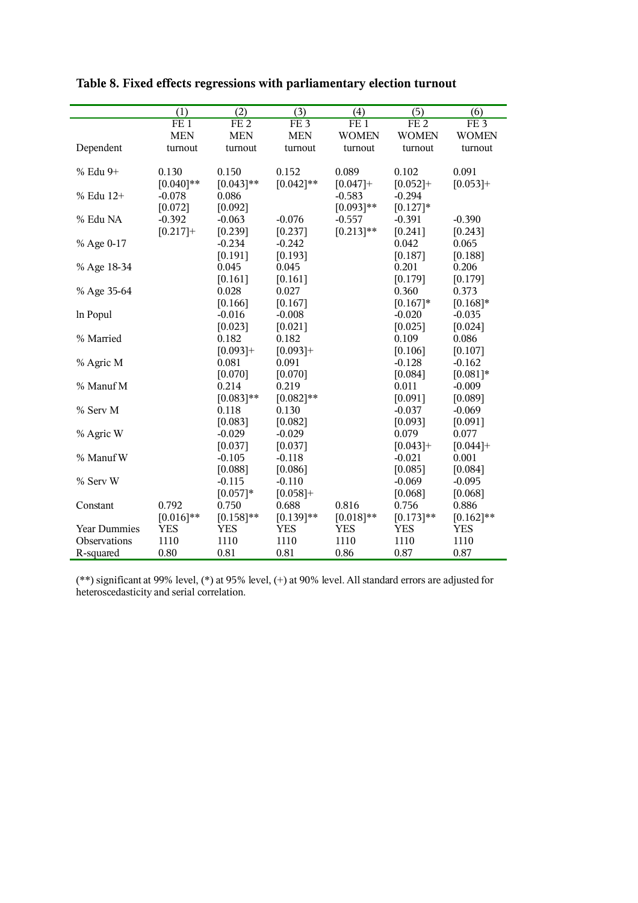**Table 8. Fixed effects regressions with parliamentary election turnout**

| | (1) | (2) | (3) | (4) | (5) | (6) |
|---|---|---|---|---|---|---|
| | FE 1 | FE 2 | FE 3 | FE 1 | FE 2 | FE 3 |
| | MEN | MEN | MEN | WOMEN | WOMEN | WOMEN |
| Dependent | turnout | turnout | turnout | turnout | turnout | turnout |
| % Edu 9+ | 0.130 | 0.150 | 0.152 | 0.089 | 0.102 | 0.091 |
| | [0.040]** | [0.043]** | [0.042]** | [0.047]+ | [0.052]+ | [0.053]+ |
| % Edu 12+ | -0.078 | 0.086 | | -0.583 | -0.294 | |
| | [0.072] | [0.092] | | [0.093]** | [0.127]* | |
| % Edu NA | -0.392 | -0.063 | -0.076 | -0.557 | -0.391 | -0.390 |
| | [0.217]+ | [0.239] | [0.237] | [0.213]** | [0.241] | [0.243] |
| % Age 0-17 | | -0.234 | -0.242 | | 0.042 | 0.065 |
| | | [0.191] | [0.193] | | [0.187] | [0.188] |
| % Age 18-34 | | 0.045 | 0.045 | | 0.201 | 0.206 |
| | | [0.161] | [0.161] | | [0.179] | [0.179] |
| % Age 35-64 | | 0.028 | 0.027 | | 0.360 | 0.373 |
| | | [0.166] | [0.167] | | [0.167]* | [0.168]* |
| ln Popul | | -0.016 | -0.008 | | -0.020 | -0.035 |
| | | [0.023] | [0.021] | | [0.025] | [0.024] |
| % Married | | 0.182 | 0.182 | | 0.109 | 0.086 |
| | | [0.093]+ | [0.093]+ | | [0.106] | [0.107] |
| % Agric M | | 0.081 | 0.091 | | -0.128 | -0.162 |
| | | [0.070] | [0.070] | | [0.084] | [0.081]* |
| % Manuf M | | 0.214 | 0.219 | | 0.011 | -0.009 |
| | | [0.083]** | [0.082]** | | [0.091] | [0.089] |
| % Serv M | | 0.118 | 0.130 | | -0.037 | -0.069 |
| | | [0.083] | [0.082] | | [0.093] | [0.091] |
| % Agric W | | -0.029 | -0.029 | | 0.079 | 0.077 |
| | | [0.037] | [0.037] | | [0.043]+ | [0.044]+ |
| % Manuf W | | -0.105 | -0.118 | | -0.021 | 0.001 |
| | | [0.088] | [0.086] | | [0.085] | [0.084] |
| % Serv W | | -0.115 | -0.110 | | -0.069 | -0.095 |
| | | [0.057]* | [0.058]+ | | [0.068] | [0.068] |
| Constant | 0.792 | 0.750 | 0.688 | 0.816 | 0.756 | 0.886 |
| | [0.016]** | [0.158]** | [0.139]** | [0.018]** | [0.173]** | [0.162]** |
| Year Dummies | YES | YES | YES | YES | YES | YES |
| Observations | 1110 | 1110 | 1110 | 1110 | 1110 | 1110 |
| R-squared | 0.80 | 0.81 | 0.81 | 0.86 | 0.87 | 0.87 |

(**) significant at 99% level, (*) at 95% level, (+) at 90% level. All standard errors are adjusted for heteroscedasticity and serial correlation.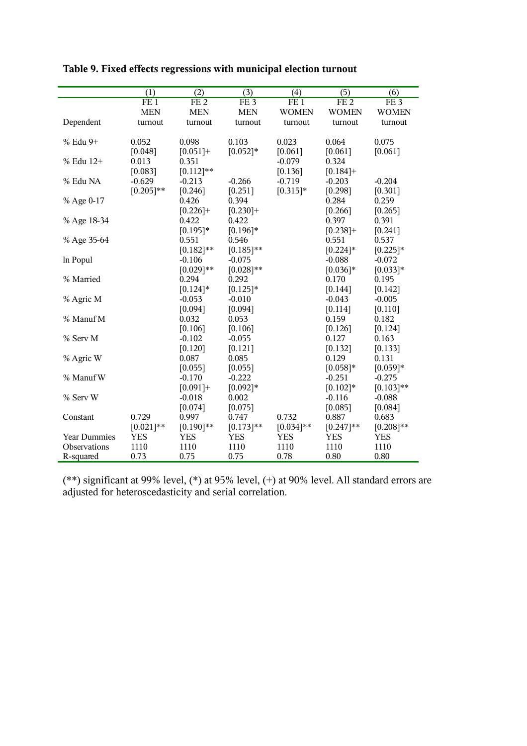**Table 9. Fixed effects regressions with municipal election turnout**

| | (1) | (2) | (3) | (4) | (5) | (6) |
|---|---|---|---|---|---|---|
| | FE 1 | FE 2 | FE 3 | FE 1 | FE 2 | FE 3 |
| | MEN | MEN | MEN | WOMEN | WOMEN | WOMEN |
| Dependent | turnout | turnout | turnout | turnout | turnout | turnout |
| % Edu 9+ | 0.052 | 0.098 | 0.103 | 0.023 | 0.064 | 0.075 |
| | [0.048] | [0.051]+ | [0.052]* | [0.061] | [0.061] | [0.061] |
| % Edu 12+ | 0.013 | 0.351 | | -0.079 | 0.324 | |
| | [0.083] | [0.112]** | | [0.136] | [0.184]+ | |
| % Edu NA | -0.629 | -0.213 | -0.266 | -0.719 | -0.203 | -0.204 |
| | [0.205]** | [0.246] | [0.251] | [0.315]* | [0.298] | [0.301] |
| % Age 0-17 | | 0.426 | 0.394 | | 0.284 | 0.259 |
| | | [0.226]+ | [0.230]+ | | [0.266] | [0.265] |
| % Age 18-34 | | 0.422 | 0.422 | | 0.397 | 0.391 |
| | | [0.195]* | [0.196]* | | [0.238]+ | [0.241] |
| % Age 35-64 | | 0.551 | 0.546 | | 0.551 | 0.537 |
| | | [0.182]** | [0.185]** | | [0.224]* | [0.225]* |
| ln Popul | | -0.106 | -0.075 | | -0.088 | -0.072 |
| | | [0.029]** | [0.028]** | | [0.036]* | [0.033]* |
| % Married | | 0.294 | 0.292 | | 0.170 | 0.195 |
| | | [0.124]* | [0.125]* | | [0.144] | [0.142] |
| % Agric M | | -0.053 | -0.010 | | -0.043 | -0.005 |
| | | [0.094] | [0.094] | | [0.114] | [0.110] |
| % Manuf M | | 0.032 | 0.053 | | 0.159 | 0.182 |
| | | [0.106] | [0.106] | | [0.126] | [0.124] |
| % Serv M | | -0.102 | -0.055 | | 0.127 | 0.163 |
| | | [0.120] | [0.121] | | [0.132] | [0.133] |
| % Agric W | | 0.087 | 0.085 | | 0.129 | 0.131 |
| | | [0.055] | [0.055] | | [0.058]* | [0.059]* |
| % Manuf W | | -0.170 | -0.222 | | -0.251 | -0.275 |
| | | [0.091]+ | [0.092]* | | [0.102]* | [0.103]** |
| % Serv W | | -0.018 | 0.002 | | -0.116 | -0.088 |
| | | [0.074] | [0.075] | | [0.085] | [0.084] |
| Constant | 0.729 | 0.997 | 0.747 | 0.732 | 0.887 | 0.683 |
| | [0.021]** | [0.190]** | [0.173]** | [0.034]** | [0.247]** | [0.208]** |
| Year Dummies | YES | YES | YES | YES | YES | YES |
| Observations | 1110 | 1110 | 1110 | 1110 | 1110 | 1110 |
| R-squared | 0.73 | 0.75 | 0.75 | 0.78 | 0.80 | 0.80 |

(**) significant at 99% level, (*) at 95% level, (+) at 90% level. All standard errors are adjusted for heteroscedasticity and serial correlation.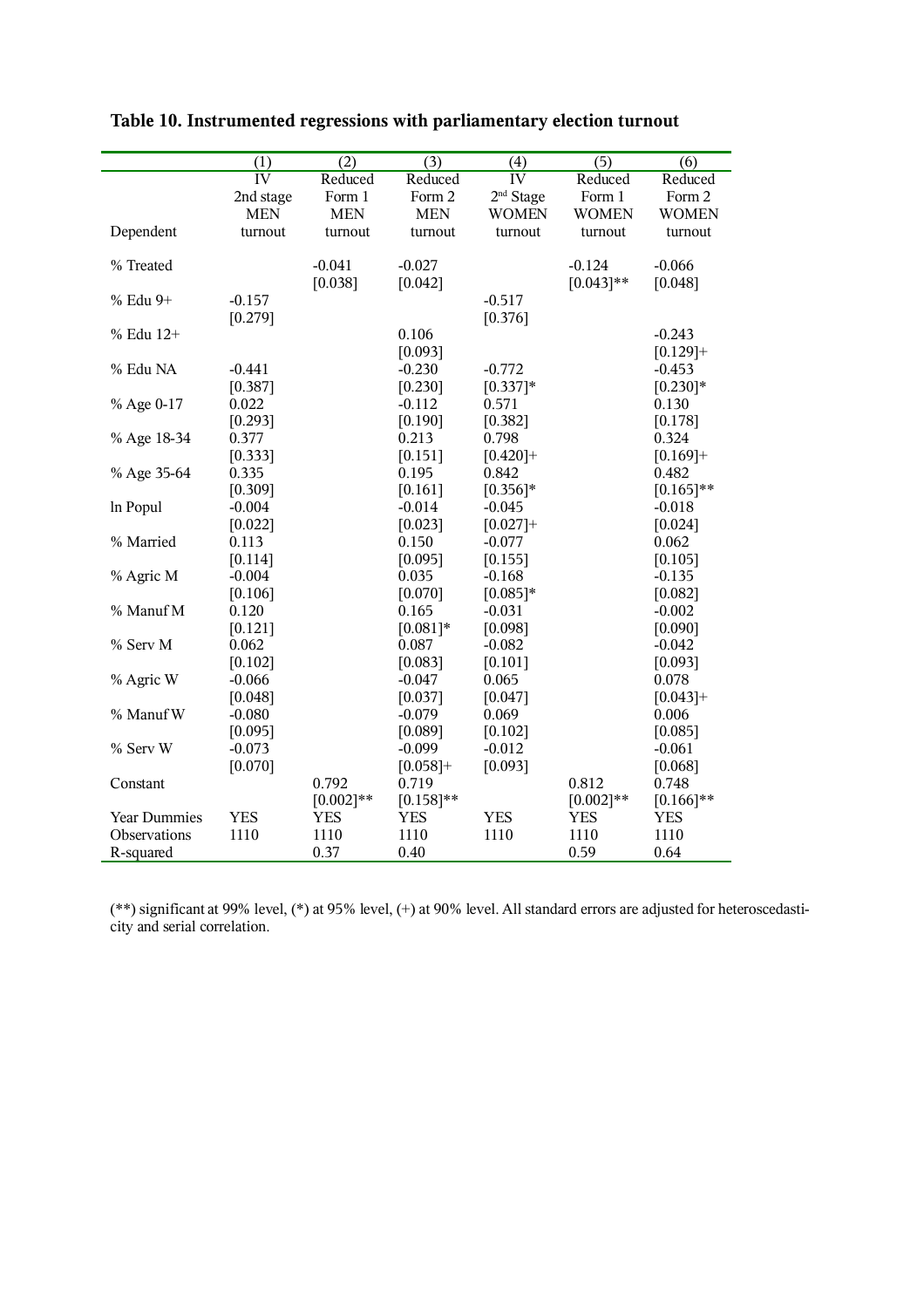**Table 10. Instrumented regressions with parliamentary election turnout**

| | (1) | (2) | (3) | (4) | (5) | (6) |
|---|---|---|---|---|---|---|
| | IV | Reduced | Reduced | IV | Reduced | Reduced |
| | 2nd stage | Form 1 | Form 2 | 2nd Stage | Form 1 | Form 2 |
| | MEN | MEN | MEN | WOMEN | WOMEN | WOMEN |
| Dependent | turnout | turnout | turnout | turnout | turnout | turnout |
| % Treated | | -0.041 | -0.027 | | -0.124 | -0.066 |
| | | [0.038] | [0.042] | | [0.043]** | [0.048] |
| % Edu 9+ | -0.157 | | | -0.517 | | |
| | [0.279] | | | [0.376] | | |
| % Edu 12+ | | | 0.106 | | | -0.243 |
| | | | [0.093] | | | [0.129]+ |
| % Edu NA | -0.441 | | -0.230 | -0.772 | | -0.453 |
| | [0.387] | | [0.230] | [0.337]* | | [0.230]* |
| % Age 0-17 | 0.022 | | -0.112 | 0.571 | | 0.130 |
| | [0.293] | | [0.190] | [0.382] | | [0.178] |
| % Age 18-34 | 0.377 | | 0.213 | 0.798 | | 0.324 |
| | [0.333] | | [0.151] | [0.420]+ | | [0.169]+ |
| % Age 35-64 | 0.335 | | 0.195 | 0.842 | | 0.482 |
| | [0.309] | | [0.161] | [0.356]* | | [0.165]** |
| ln Popul | -0.004 | | -0.014 | -0.045 | | -0.018 |
| | [0.022] | | [0.023] | [0.027]+ | | [0.024] |
| % Married | 0.113 | | 0.150 | -0.077 | | 0.062 |
| | [0.114] | | [0.095] | [0.155] | | [0.105] |
| % Agric M | -0.004 | | 0.035 | -0.168 | | -0.135 |
| | [0.106] | | [0.070] | [0.085]* | | [0.082] |
| % Manuf M | 0.120 | | 0.165 | -0.031 | | -0.002 |
| | [0.121] | | [0.081]* | [0.098] | | [0.090] |
| % Serv M | 0.062 | | 0.087 | -0.082 | | -0.042 |
| | [0.102] | | [0.083] | [0.101] | | [0.093] |
| % Agric W | -0.066 | | -0.047 | 0.065 | | 0.078 |
| | [0.048] | | [0.037] | [0.047] | | [0.043]+ |
| % Manuf W | -0.080 | | -0.079 | 0.069 | | 0.006 |
| | [0.095] | | [0.089] | [0.102] | | [0.085] |
| % Serv W | -0.073 | | -0.099 | -0.012 | | -0.061 |
| | [0.070] | | [0.058]+ | [0.093] | | [0.068] |
| Constant | | 0.792 | 0.719 | | 0.812 | 0.748 |
| | | [0.002]** | [0.158]** | | [0.002]** | [0.166]** |
| Year Dummies | YES | YES | YES | YES | YES | YES |
| Observations | 1110 | 1110 | 1110 | 1110 | 1110 | 1110 |
| R-squared | | 0.37 | 0.40 | | 0.59 | 0.64 |

(**) significant at 99% level, (*) at 95% level, (+) at 90% level. All standard errors are adjusted for heteroscedasticity and serial correlation.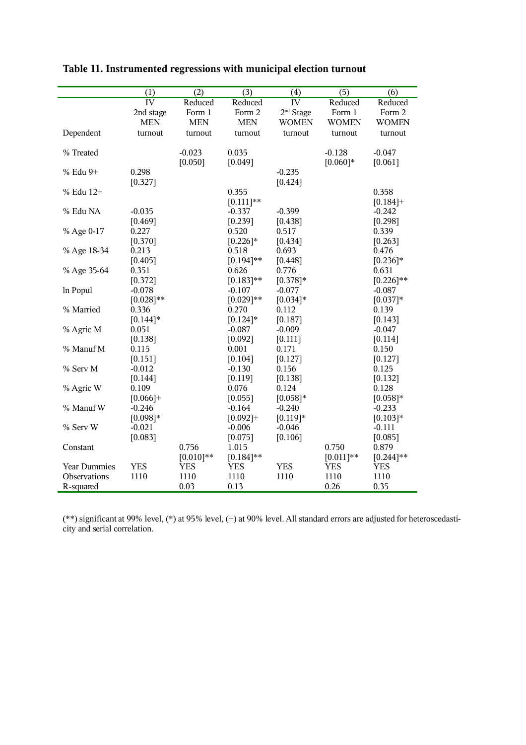**Table 11. Instrumented regressions with municipal election turnout**

| | (1) | (2) | (3) | (4) | (5) | (6) |
|---|---|---|---|---|---|---|
| | IV | Reduced | Reduced | IV | Reduced | Reduced |
| | 2nd stage | Form 1 | Form 2 | 2nd Stage | Form 1 | Form 2 |
| | MEN | MEN | MEN | WOMEN | WOMEN | WOMEN |
| Dependent | turnout | turnout | turnout | turnout | turnout | turnout |
| % Treated | | -0.023 | 0.035 | | -0.128 | -0.047 |
| | | [0.050] | [0.049] | | [0.060]* | [0.061] |
| % Edu 9+ | 0.298 | | | -0.235 | | |
| | [0.327] | | | [0.424] | | |
| % Edu 12+ | | | 0.355 | | | 0.358 |
| | | | [0.111]** | | | [0.184]+ |
| % Edu NA | -0.035 | | -0.337 | -0.399 | | -0.242 |
| | [0.469] | | [0.239] | [0.438] | | [0.298] |
| % Age 0-17 | 0.227 | | 0.520 | 0.517 | | 0.339 |
| | [0.370] | | [0.226]* | [0.434] | | [0.263] |
| % Age 18-34 | 0.213 | | 0.518 | 0.693 | | 0.476 |
| | [0.405] | | [0.194]** | [0.448] | | [0.236]* |
| % Age 35-64 | 0.351 | | 0.626 | 0.776 | | 0.631 |
| | [0.372] | | [0.183]** | [0.378]* | | [0.226]** |
| ln Popul | -0.078 | | -0.107 | -0.077 | | -0.087 |
| | [0.028]** | | [0.029]** | [0.034]* | | [0.037]* |
| % Married | 0.336 | | 0.270 | 0.112 | | 0.139 |
| | [0.144]* | | [0.124]* | [0.187] | | [0.143] |
| % Agric M | 0.051 | | -0.087 | -0.009 | | -0.047 |
| | [0.138] | | [0.092] | [0.111] | | [0.114] |
| % Manuf M | 0.115 | | 0.001 | 0.171 | | 0.150 |
| | [0.151] | | [0.104] | [0.127] | | [0.127] |
| % Serv M | -0.012 | | -0.130 | 0.156 | | 0.125 |
| | [0.144] | | [0.119] | [0.138] | | [0.132] |
| % Agric W | 0.109 | | 0.076 | 0.124 | | 0.128 |
| | [0.066]+ | | [0.055] | [0.058]* | | [0.058]* |
| % Manuf W | -0.246 | | -0.164 | -0.240 | | -0.233 |
| | [0.098]* | | [0.092]+ | [0.119]* | | [0.103]* |
| % Serv W | -0.021 | | -0.006 | -0.046 | | -0.111 |
| | [0.083] | | [0.075] | [0.106] | | [0.085] |
| Constant | | 0.756 | 1.015 | | 0.750 | 0.879 |
| | | [0.010]** | [0.184]** | | [0.011]** | [0.244]** |
| Year Dummies | YES | YES | YES | YES | YES | YES |
| Observations | 1110 | 1110 | 1110 | 1110 | 1110 | 1110 |
| R-squared | | 0.03 | 0.13 | | 0.26 | 0.35 |

(**) significant at 99% level, (*) at 95% level, (+) at 90% level. All standard errors are adjusted for heteroscedasticity and serial correlation.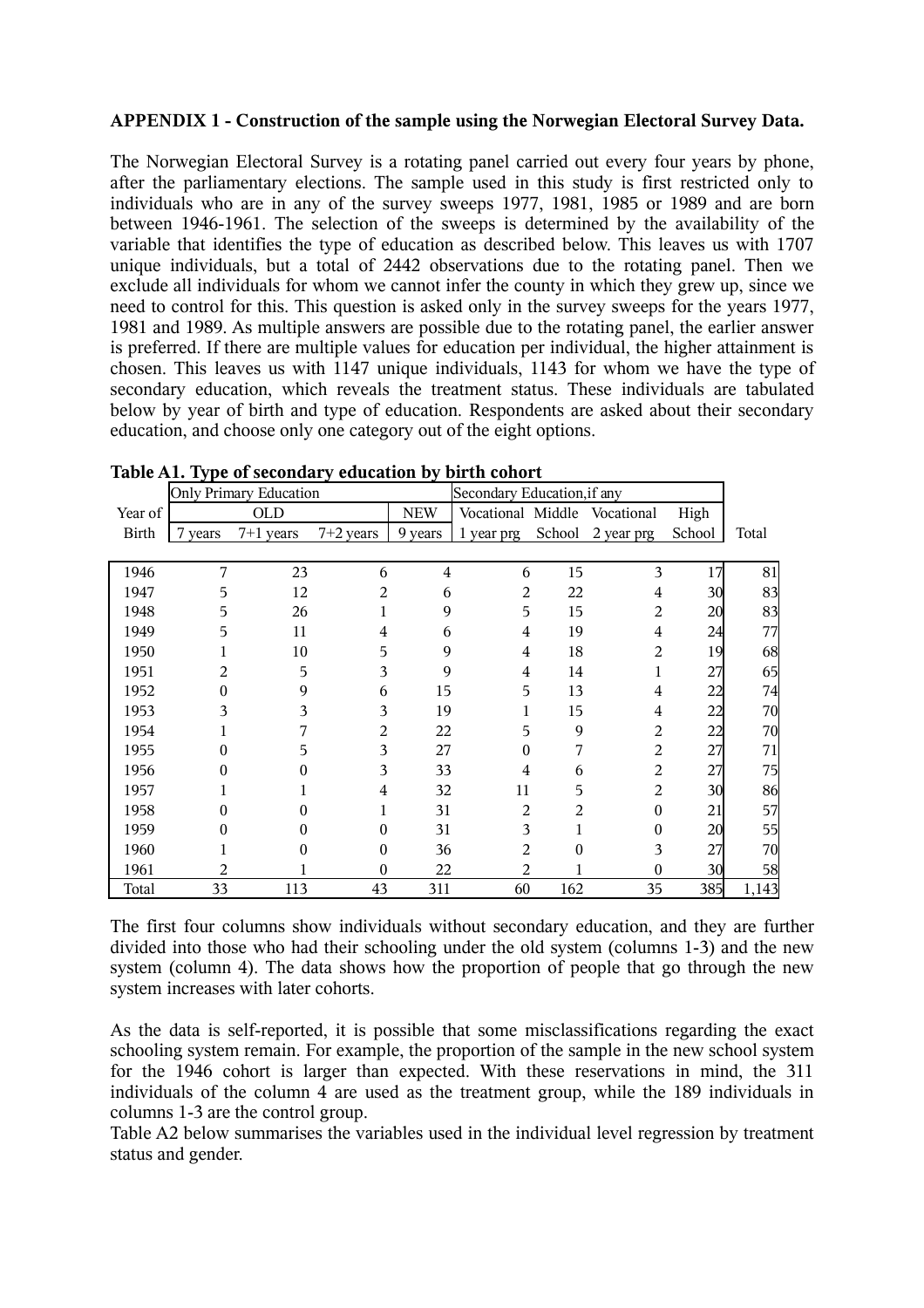**APPENDIX 1 - Construction of the sample using the Norwegian Electoral Survey Data.**

The Norwegian Electoral Survey is a rotating panel carried out every four years by phone, after the parliamentary elections. The sample used in this study is first restricted only to individuals who are in any of the survey sweeps 1977, 1981, 1985 or 1989 and are born between 1946-1961. The selection of the sweeps is determined by the availability of the variable that identifies the type of education as described below. This leaves us with 1707 unique individuals, but a total of 2442 observations due to the rotating panel. Then we exclude all individuals for whom we cannot infer the county in which they grew up, since we need to control for this. This question is asked only in the survey sweeps for the years 1977, 1981 and 1989. As multiple answers are possible due to the rotating panel, the earlier answer is preferred. If there are multiple values for education per individual, the higher attainment is chosen. This leaves us with 1147 unique individuals, 1143 for whom we have the type of secondary education, which reveals the treatment status. These individuals are tabulated below by year of birth and type of education. Respondents are asked about their secondary education, and choose only one category out of the eight options.

**Table A1. Type of secondary education by birth cohort**

| | Only Primary Education | | | | Secondary Education,if any | | | | |
|---|---|---|---|---|---|---|---|---|---|
| Year of | OLD | | | NEW | Vocational | Middle | Vocational | High | |
| Birth | 7 years | 7+1 years | 7+2 years | 9 years | 1 year prg | School | 2 year prg | School | Total |
| 1946 | 7 | 23 | 6 | 4 | 6 | 15 | 3 | 17 | 81 |
| 1947 | 5 | 12 | 2 | 6 | 2 | 22 | 4 | 30 | 83 |
| 1948 | 5 | 26 | 1 | 9 | 5 | 15 | 2 | 20 | 83 |
| 1949 | 5 | 11 | 4 | 6 | 4 | 19 | 4 | 24 | 77 |
| 1950 | 1 | 10 | 5 | 9 | 4 | 18 | 2 | 19 | 68 |
| 1951 | 2 | 5 | 3 | 9 | 4 | 14 | 1 | 27 | 65 |
| 1952 | 0 | 9 | 6 | 15 | 5 | 13 | 4 | 22 | 74 |
| 1953 | 3 | 3 | 3 | 19 | 1 | 15 | 4 | 22 | 70 |
| 1954 | 1 | 7 | 2 | 22 | 5 | 9 | 2 | 22 | 70 |
| 1955 | 0 | 5 | 3 | 27 | 0 | 7 | 2 | 27 | 71 |
| 1956 | 0 | 0 | 3 | 33 | 4 | 6 | 2 | 27 | 75 |
| 1957 | 1 | 1 | 4 | 32 | 11 | 5 | 2 | 30 | 86 |
| 1958 | 0 | 0 | 1 | 31 | 2 | 2 | 0 | 21 | 57 |
| 1959 | 0 | 0 | 0 | 31 | 3 | 1 | 0 | 20 | 55 |
| 1960 | 1 | 0 | 0 | 36 | 2 | 0 | 3 | 27 | 70 |
| 1961 | 2 | 1 | 0 | 22 | 2 | 1 | 0 | 30 | 58 |
| Total | 33 | 113 | 43 | 311 | 60 | 162 | 35 | 385 | 1,143 |

The first four columns show individuals without secondary education, and they are further divided into those who had their schooling under the old system (columns 1-3) and the new system (column 4). The data shows how the proportion of people that go through the new system increases with later cohorts.

As the data is self-reported, it is possible that some misclassifications regarding the exact schooling system remain. For example, the proportion of the sample in the new school system for the 1946 cohort is larger than expected. With these reservations in mind, the 311 individuals of the column 4 are used as the treatment group, while the 189 individuals in columns 1-3 are the control group.

Table A2 below summarises the variables used in the individual level regression by treatment status and gender.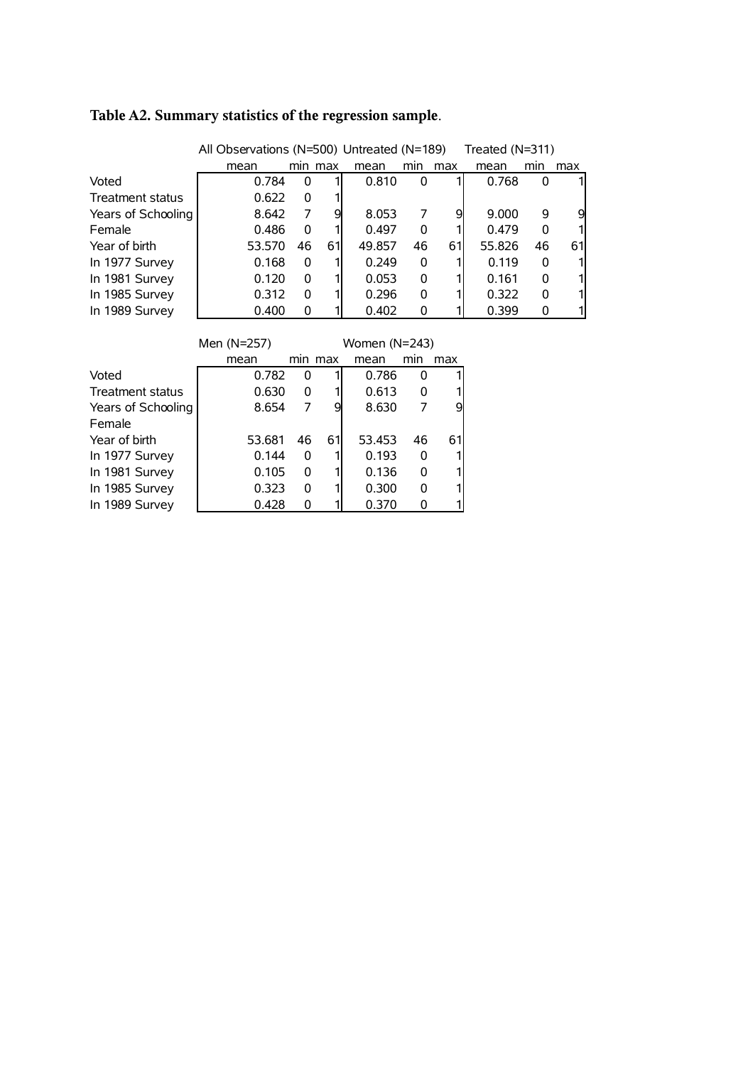**Table A2. Summary statistics of the regression sample**.

| | All Observations (N=500) | | | Untreated (N=189) | | | Treated (N=311) | | |
|---|---|---|---|---|---|---|---|---|---|
| | mean | min | max | mean | min | max | mean | min | max |
| Voted | 0.784 | 0 | 1 | 0.810 | 0 | 1 | 0.768 | 0 | 1 |
| Treatment status | 0.622 | 0 | 1 | | | | | | |
| Years of Schooling | 8.642 | 7 | 9 | 8.053 | 7 | 9 | 9.000 | 9 | 9 |
| Female | 0.486 | 0 | 1 | 0.497 | 0 | 1 | 0.479 | 0 | 1 |
| Year of birth | 53.570 | 46 | 61 | 49.857 | 46 | 61 | 55.826 | 46 | 61 |
| In 1977 Survey | 0.168 | 0 | 1 | 0.249 | 0 | 1 | 0.119 | 0 | 1 |
| In 1981 Survey | 0.120 | 0 | 1 | 0.053 | 0 | 1 | 0.161 | 0 | 1 |
| In 1985 Survey | 0.312 | 0 | 1 | 0.296 | 0 | 1 | 0.322 | 0 | 1 |
| In 1989 Survey | 0.400 | 0 | 1 | 0.402 | 0 | 1 | 0.399 | 0 | 1 |

| | Men (N=257) | | | Women (N=243) | | |
|---|---|---|---|---|---|---|
| | mean | min | max | mean | min | max |
| Voted | 0.782 | 0 | 1 | 0.786 | 0 | 1 |
| Treatment status | 0.630 | 0 | 1 | 0.613 | 0 | 1 |
| Years of Schooling | 8.654 | 7 | 9 | 8.630 | 7 | 9 |
| Female | | | | | | |
| Year of birth | 53.681 | 46 | 61 | 53.453 | 46 | 61 |
| In 1977 Survey | 0.144 | 0 | 1 | 0.193 | 0 | 1 |
| In 1981 Survey | 0.105 | 0 | 1 | 0.136 | 0 | 1 |
| In 1985 Survey | 0.323 | 0 | 1 | 0.300 | 0 | 1 |
| In 1989 Survey | 0.428 | 0 | 1 | 0.370 | 0 | 1 |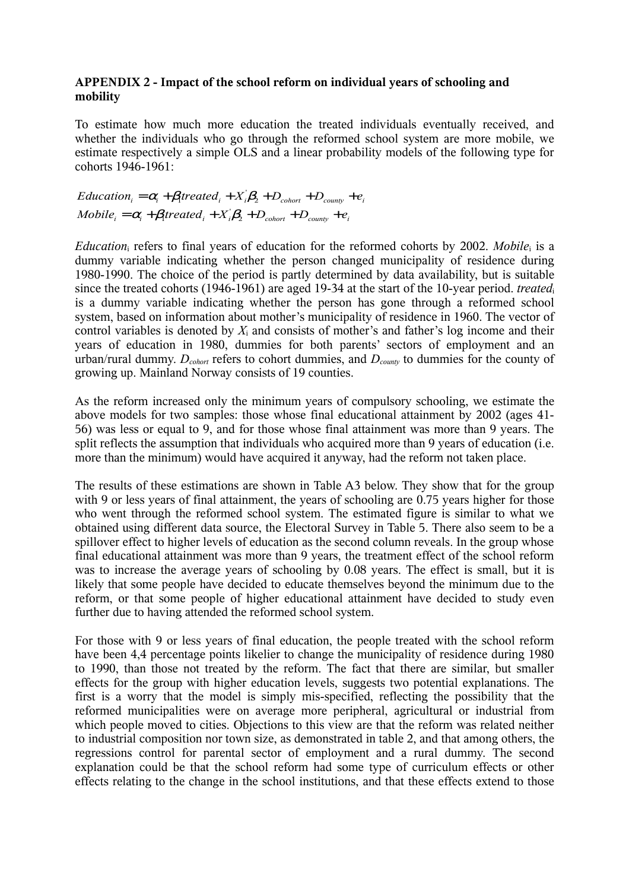**APPENDIX 2 - Impact of the school reform on individual years of schooling and mobility**

To estimate how much more education the treated individuals eventually received, and whether the individuals who go through the reformed school system are more mobile, we estimate respectively a simple OLS and a linear probability models of the following type for cohorts 1946-1961:

$$Education_i = \alpha_i + \beta_1 treated_i + X_i^{'}\beta_2 + D_{cohort} + D_{county} + e_i$$
$$Mobile_i = \alpha_i + \beta_1 treated_i + X_i^{'}\beta_2 + D_{cohort} + D_{county} + e_i$$

*Education*$_i$ refers to final years of education for the reformed cohorts by 2002. *Mobile*$_i$ is a dummy variable indicating whether the person changed municipality of residence during 1980-1990. The choice of the period is partly determined by data availability, but is suitable since the treated cohorts (1946-1961) are aged 19-34 at the start of the 10-year period. *treated*$_i$ is a dummy variable indicating whether the person has gone through a reformed school system, based on information about mother's municipality of residence in 1960. The vector of control variables is denoted by $X_i$ and consists of mother's and father's log income and their years of education in 1980, dummies for both parents' sectors of employment and an urban/rural dummy. $D_{cohort}$ refers to cohort dummies, and $D_{county}$ to dummies for the county of growing up. Mainland Norway consists of 19 counties.

As the reform increased only the minimum years of compulsory schooling, we estimate the above models for two samples: those whose final educational attainment by 2002 (ages 41-56) was less or equal to 9, and for those whose final attainment was more than 9 years. The split reflects the assumption that individuals who acquired more than 9 years of education (i.e. more than the minimum) would have acquired it anyway, had the reform not taken place.

The results of these estimations are shown in Table A3 below. They show that for the group with 9 or less years of final attainment, the years of schooling are 0.75 years higher for those who went through the reformed school system. The estimated figure is similar to what we obtained using different data source, the Electoral Survey in Table 5. There also seem to be a spillover effect to higher levels of education as the second column reveals. In the group whose final educational attainment was more than 9 years, the treatment effect of the school reform was to increase the average years of schooling by 0.08 years. The effect is small, but it is likely that some people have decided to educate themselves beyond the minimum due to the reform, or that some people of higher educational attainment have decided to study even further due to having attended the reformed school system.

For those with 9 or less years of final education, the people treated with the school reform have been 4,4 percentage points likelier to change the municipality of residence during 1980 to 1990, than those not treated by the reform. The fact that there are similar, but smaller effects for the group with higher education levels, suggests two potential explanations. The first is a worry that the model is simply mis-specified, reflecting the possibility that the reformed municipalities were on average more peripheral, agricultural or industrial from which people moved to cities. Objections to this view are that the reform was related neither to industrial composition nor town size, as demonstrated in table 2, and that among others, the regressions control for parental sector of employment and a rural dummy. The second explanation could be that the school reform had some type of curriculum effects or other effects relating to the change in the school institutions, and that these effects extend to those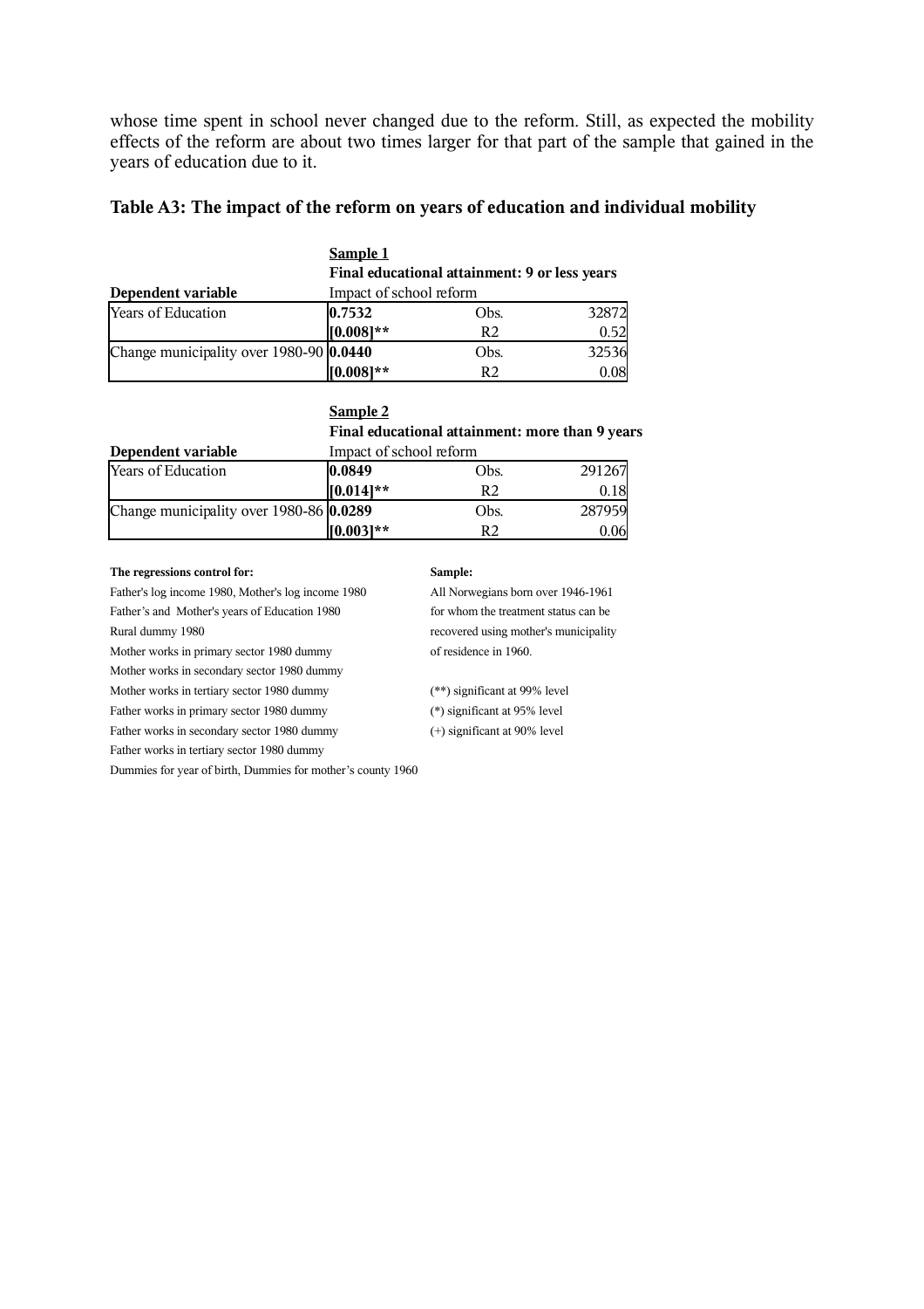whose time spent in school never changed due to the reform. Still, as expected the mobility effects of the reform are about two times larger for that part of the sample that gained in the years of education due to it.

### Table A3: The impact of the reform on years of education and individual mobility

| | **Sample 1** | | |
|---|---|---|---|
| | **Final educational attainment: 9 or less years** | | |
| **Dependent variable** | Impact of school reform | | |
| Years of Education | **0.7532** | Obs. | 32872 |
| | **[0.008]**** | $R^2$ | 0.52 |
| Change municipality over 1980-90 | **0.0440** | Obs. | 32536 |
| | **[0.008]**** | $R^2$ | 0.08 |

| | **Sample 2** | | |
|---|---|---|---|
| | **Final educational attainment: more than 9 years** | | |
| **Dependent variable** | Impact of school reform | | |
| Years of Education | **0.0849** | Obs. | 291267 |
| | **[0.014]**** | $R^2$ | 0.18 |
| Change municipality over 1980-86 | **0.0289** | Obs. | 287959 |
| | **[0.003]**** | $R^2$ | 0.06 |

**The regressions control for:**

Father's log income 1980, Mother's log income 1980
Father's and Mother's years of Education 1980
Rural dummy 1980
Mother works in primary sector 1980 dummy
Mother works in secondary sector 1980 dummy
Mother works in tertiary sector 1980 dummy
Father works in primary sector 1980 dummy
Father works in secondary sector 1980 dummy
Father works in tertiary sector 1980 dummy
Dummies for year of birth, Dummies for mother's county 1960

**Sample:**

All Norwegians born over 1946-1961 for whom the treatment status can be recovered using mother's municipality of residence in 1960.

(**) significant at 99% level
(*) significant at 95% level
(+) significant at 90% level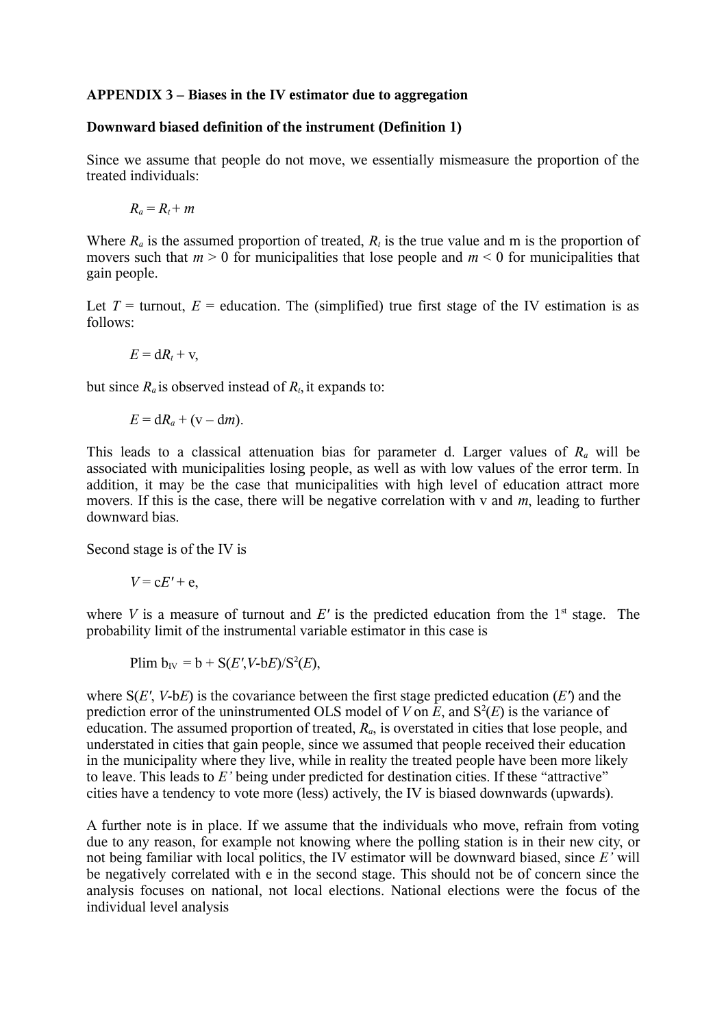**APPENDIX 3 – Biases in the IV estimator due to aggregation**

**Downward biased definition of the instrument (Definition 1)**

Since we assume that people do not move, we essentially mismeasure the proportion of the treated individuals:

$$R_a = R_t + m$$

Where $R_a$ is the assumed proportion of treated, $R_t$ is the true value and m is the proportion of movers such that $m > 0$ for municipalities that lose people and $m < 0$ for municipalities that gain people.

Let $T$ = turnout, $E$ = education. The (simplified) true first stage of the IV estimation is as follows:

$$E = \mathrm{d}R_t + \mathrm{v},$$

but since $R_a$ is observed instead of $R_t$, it expands to:

$$E = \mathrm{d}R_a + (\mathrm{v} - \mathrm{d}m).$$

This leads to a classical attenuation bias for parameter d. Larger values of $R_a$ will be associated with municipalities losing people, as well as with low values of the error term. In addition, it may be the case that municipalities with high level of education attract more movers. If this is the case, there will be negative correlation with v and $m$, leading to further downward bias.

Second stage is of the IV is

$$V = \mathrm{c}E' + \mathrm{e},$$

where $V$ is a measure of turnout and $E'$ is the predicted education from the 1st stage. The probability limit of the instrumental variable estimator in this case is

$$\mathrm{Plim}\ \mathrm{b}_{IV} = \mathrm{b} + \mathrm{S}(E', V\text{-}\mathrm{b}E)/\mathrm{S}^2(E),$$

where $\mathrm{S}(E', V\text{-}\mathrm{b}E)$ is the covariance between the first stage predicted education ($E'$) and the prediction error of the uninstrumented OLS model of $V$ on $E$, and $\mathrm{S}^2(E)$ is the variance of education. The assumed proportion of treated, $R_a$, is overstated in cities that lose people, and understated in cities that gain people, since we assumed that people received their education in the municipality where they live, while in reality the treated people have been more likely to leave. This leads to $E'$ being under predicted for destination cities. If these "attractive" cities have a tendency to vote more (less) actively, the IV is biased downwards (upwards).

A further note is in place. If we assume that the individuals who move, refrain from voting due to any reason, for example not knowing where the polling station is in their new city, or not being familiar with local politics, the IV estimator will be downward biased, since $E'$ will be negatively correlated with e in the second stage. This should not be of concern since the analysis focuses on national, not local elections. National elections were the focus of the individual level analysis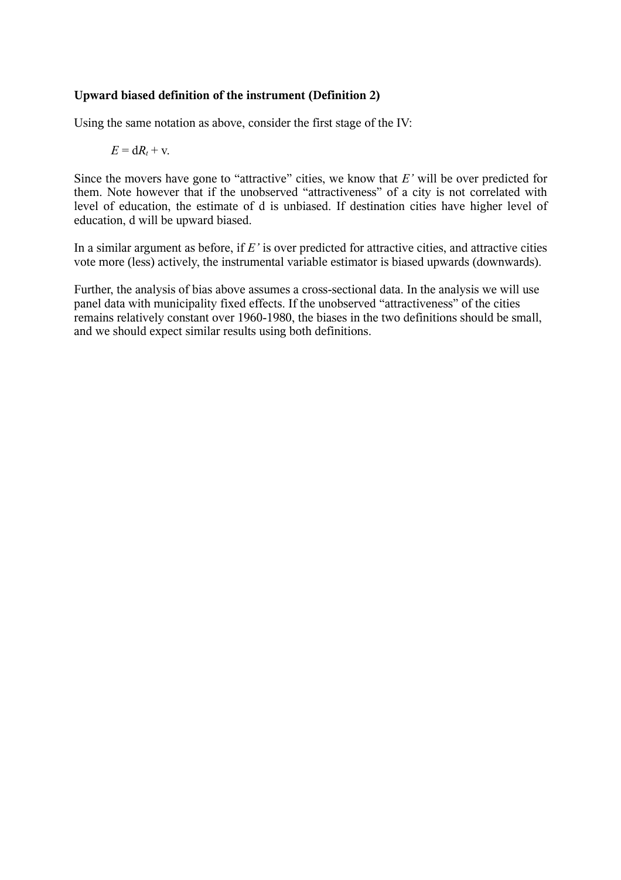**Upward biased definition of the instrument (Definition 2)**

Using the same notation as above, consider the first stage of the IV:

$$E = \mathrm{d}R_t + \mathrm{v}.$$

Since the movers have gone to "attractive" cities, we know that *E'* will be over predicted for them. Note however that if the unobserved "attractiveness" of a city is not correlated with level of education, the estimate of d is unbiased. If destination cities have higher level of education, d will be upward biased.

In a similar argument as before, if *E'* is over predicted for attractive cities, and attractive cities vote more (less) actively, the instrumental variable estimator is biased upwards (downwards).

Further, the analysis of bias above assumes a cross-sectional data. In the analysis we will use panel data with municipality fixed effects. If the unobserved "attractiveness" of the cities remains relatively constant over 1960-1980, the biases in the two definitions should be small, and we should expect similar results using both definitions.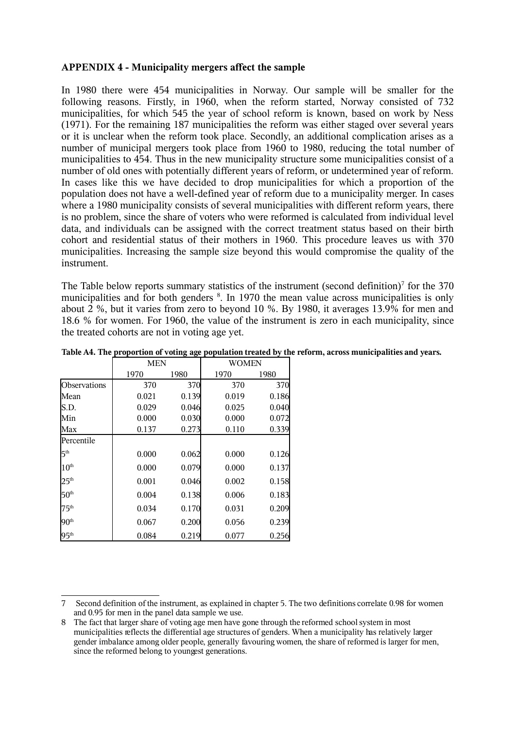**APPENDIX 4 - Municipality mergers affect the sample**

In 1980 there were 454 municipalities in Norway. Our sample will be smaller for the following reasons. Firstly, in 1960, when the reform started, Norway consisted of 732 municipalities, for which 545 the year of school reform is known, based on work by Ness (1971). For the remaining 187 municipalities the reform was either staged over several years or it is unclear when the reform took place. Secondly, an additional complication arises as a number of municipal mergers took place from 1960 to 1980, reducing the total number of municipalities to 454. Thus in the new municipality structure some municipalities consist of a number of old ones with potentially different years of reform, or undetermined year of reform. In cases like this we have decided to drop municipalities for which a proportion of the population does not have a well-defined year of reform due to a municipality merger. In cases where a 1980 municipality consists of several municipalities with different reform years, there is no problem, since the share of voters who were reformed is calculated from individual level data, and individuals can be assigned with the correct treatment status based on their birth cohort and residential status of their mothers in 1960. This procedure leaves us with 370 municipalities. Increasing the sample size beyond this would compromise the quality of the instrument.

The Table below reports summary statistics of the instrument (second definition)[7] for the 370 municipalities and for both genders [8]. In 1970 the mean value across municipalities is only about 2 %, but it varies from zero to beyond 10 %. By 1980, it averages 13.9% for men and 18.6 % for women. For 1960, the value of the instrument is zero in each municipality, since the treated cohorts are not in voting age yet.

**Table A4. The proportion of voting age population treated by the reform, across municipalities and years.**

| | MEN | | WOMEN | |
|---|---|---|---|---|
| | 1970 | 1980 | 1970 | 1980 |
| Observations | 370 | 370 | 370 | 370 |
| Mean | 0.021 | 0.139 | 0.019 | 0.186 |
| S.D. | 0.029 | 0.046 | 0.025 | 0.040 |
| Min | 0.000 | 0.030 | 0.000 | 0.072 |
| Max | 0.137 | 0.273 | 0.110 | 0.339 |
| Percentile | | | | |
| 5th | 0.000 | 0.062 | 0.000 | 0.126 |
| 10th | 0.000 | 0.079 | 0.000 | 0.137 |
| 25th | 0.001 | 0.046 | 0.002 | 0.158 |
| 50th | 0.004 | 0.138 | 0.006 | 0.183 |
| 75th | 0.034 | 0.170 | 0.031 | 0.209 |
| 90th | 0.067 | 0.200 | 0.056 | 0.239 |
| 95th | 0.084 | 0.219 | 0.077 | 0.256 |

7 Second definition of the instrument, as explained in chapter 5. The two definitions correlate 0.98 for women and 0.95 for men in the panel data sample we use.

8 The fact that larger share of voting age men have gone through the reformed school system in most municipalities reflects the differential age structures of genders. When a municipality has relatively larger gender imbalance among older people, generally favouring women, the share of reformed is larger for men, since the reformed belong to youngest generations.